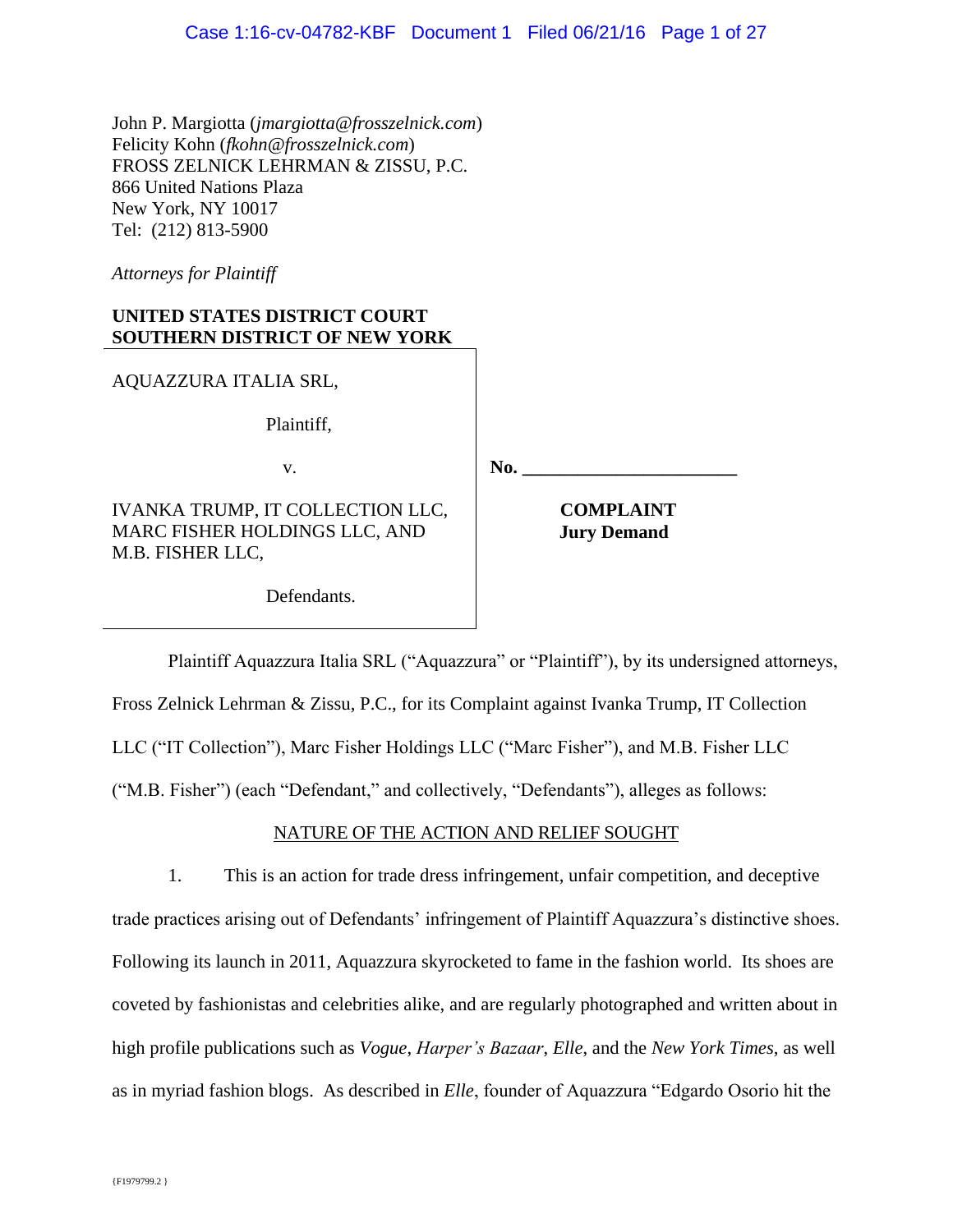John P. Margiotta (*jmargiotta@frosszelnick.com*)
Felicity Kohn (*fkohn@frosszelnick.com*)
FROSS ZELNICK LEHRMAN & ZISSU, P.C.
866 United Nations Plaza
New York, NY 10017
Tel: (212) 813-5900

*Attorneys for Plaintiff*

**UNITED STATES DISTRICT COURT**
**SOUTHERN DISTRICT OF NEW YORK**

AQUAZZURA ITALIA SRL,

Plaintiff,

v.

IVANKA TRUMP, IT COLLECTION LLC, MARC FISHER HOLDINGS LLC, AND M.B. FISHER LLC,

Defendants.

**No. \_\_\_\_\_\_\_\_\_\_\_\_\_\_\_\_\_\_\_\_\_\_**

**COMPLAINT**
**Jury Demand**

Plaintiff Aquazzura Italia SRL ("Aquazzura" or "Plaintiff"), by its undersigned attorneys, Fross Zelnick Lehrman & Zissu, P.C., for its Complaint against Ivanka Trump, IT Collection LLC ("IT Collection"), Marc Fisher Holdings LLC ("Marc Fisher"), and M.B. Fisher LLC ("M.B. Fisher") (each "Defendant," and collectively, "Defendants"), alleges as follows:

NATURE OF THE ACTION AND RELIEF SOUGHT

1. This is an action for trade dress infringement, unfair competition, and deceptive trade practices arising out of Defendants' infringement of Plaintiff Aquazzura's distinctive shoes. Following its launch in 2011, Aquazzura skyrocketed to fame in the fashion world. Its shoes are coveted by fashionistas and celebrities alike, and are regularly photographed and written about in high profile publications such as *Vogue*, *Harper's Bazaar*, *Elle*, and the *New York Times*, as well as in myriad fashion blogs. As described in *Elle*, founder of Aquazzura "Edgardo Osorio hit the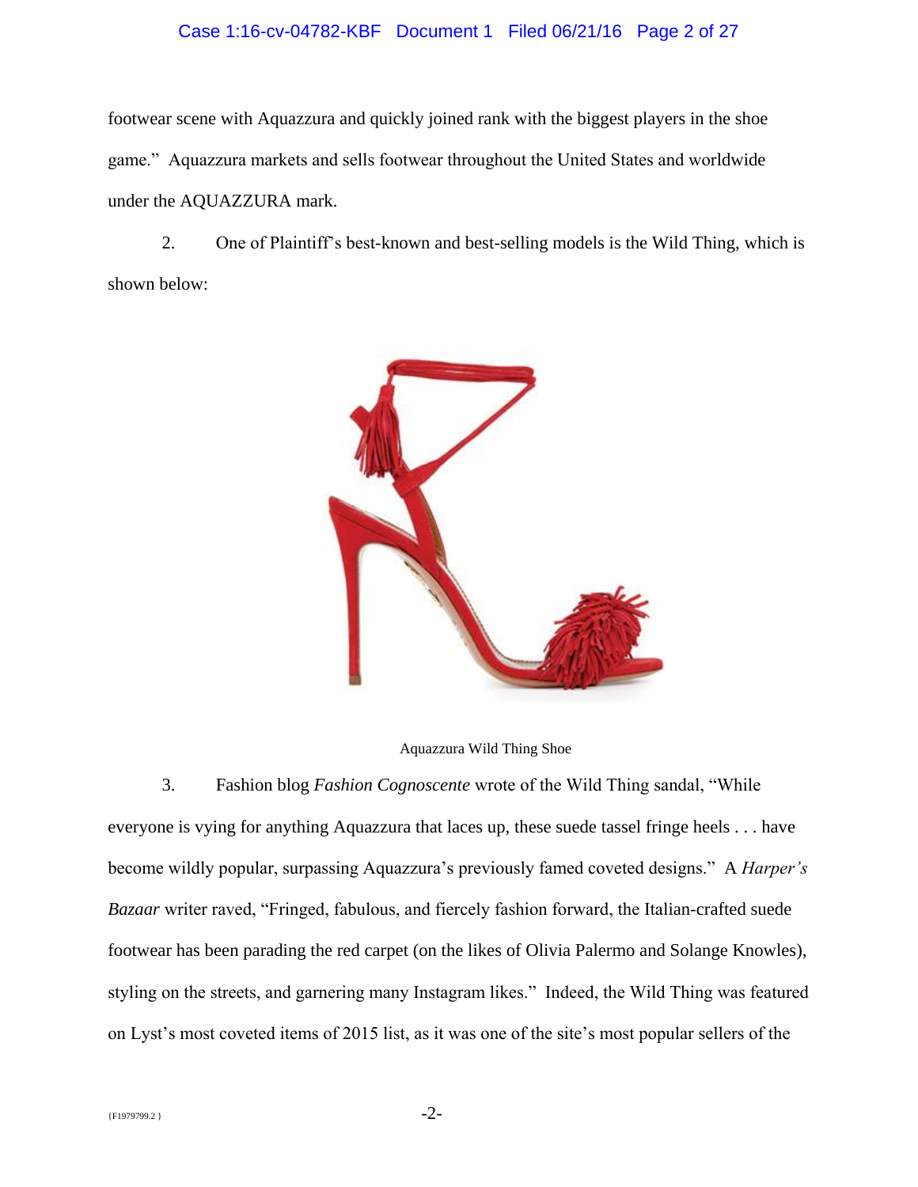footwear scene with Aquazzura and quickly joined rank with the biggest players in the shoe game." Aquazzura markets and sells footwear throughout the United States and worldwide under the AQUAZZURA mark.

2. One of Plaintiff's best-known and best-selling models is the Wild Thing, which is shown below:

Aquazzura Wild Thing Shoe

3. Fashion blog *Fashion Cognoscente* wrote of the Wild Thing sandal, "While everyone is vying for anything Aquazzura that laces up, these suede tassel fringe heels . . . have become wildly popular, surpassing Aquazzura's previously famed coveted designs." A *Harper's Bazaar* writer raved, "Fringed, fabulous, and fiercely fashion forward, the Italian-crafted suede footwear has been parading the red carpet (on the likes of Olivia Palermo and Solange Knowles), styling on the streets, and garnering many Instagram likes." Indeed, the Wild Thing was featured on Lyst's most coveted items of 2015 list, as it was one of the site's most popular sellers of the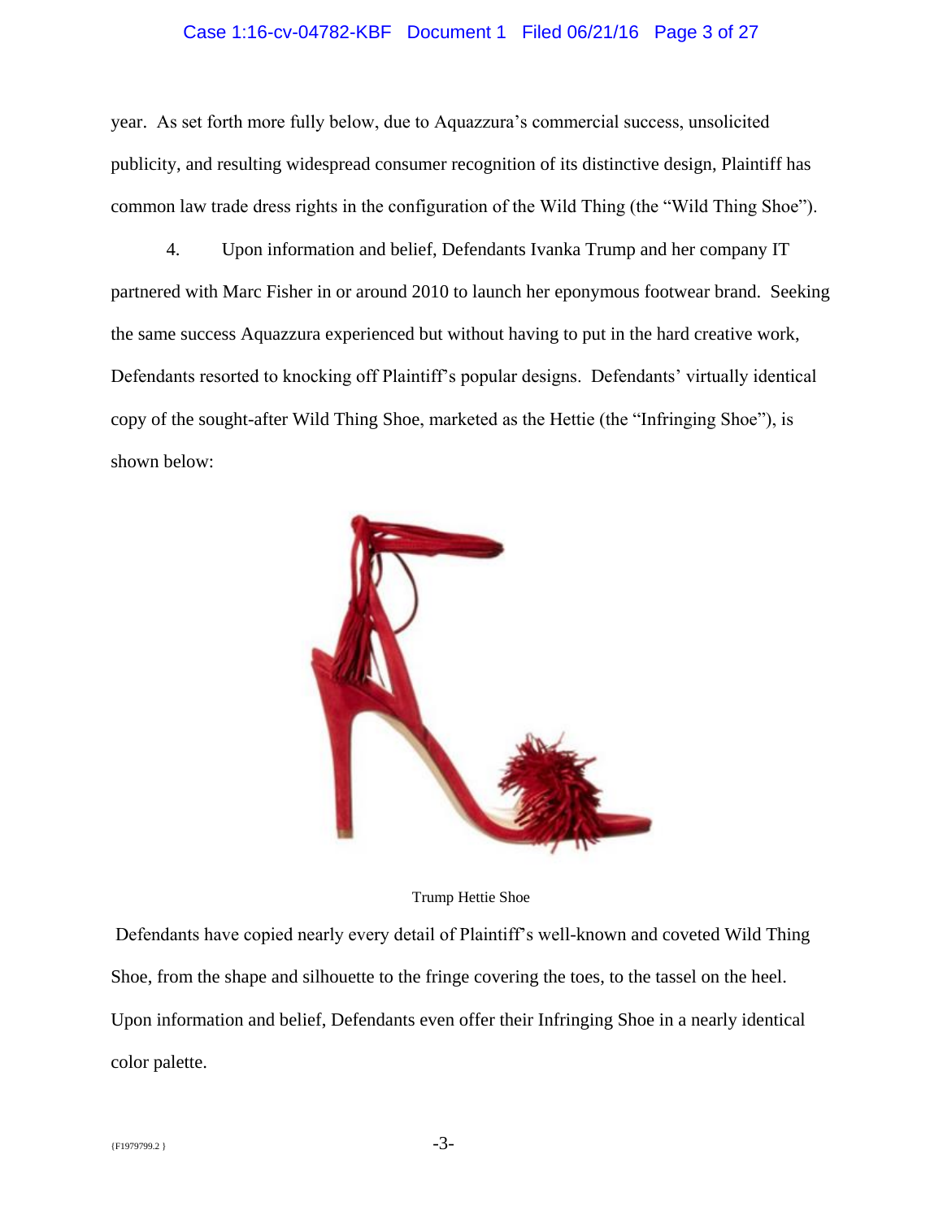year. As set forth more fully below, due to Aquazzura's commercial success, unsolicited publicity, and resulting widespread consumer recognition of its distinctive design, Plaintiff has common law trade dress rights in the configuration of the Wild Thing (the "Wild Thing Shoe").

4. Upon information and belief, Defendants Ivanka Trump and her company IT partnered with Marc Fisher in or around 2010 to launch her eponymous footwear brand. Seeking the same success Aquazzura experienced but without having to put in the hard creative work, Defendants resorted to knocking off Plaintiff's popular designs. Defendants' virtually identical copy of the sought-after Wild Thing Shoe, marketed as the Hettie (the "Infringing Shoe"), is shown below:

Trump Hettie Shoe

Defendants have copied nearly every detail of Plaintiff's well-known and coveted Wild Thing Shoe, from the shape and silhouette to the fringe covering the toes, to the tassel on the heel. Upon information and belief, Defendants even offer their Infringing Shoe in a nearly identical color palette.

{F1979799.2 }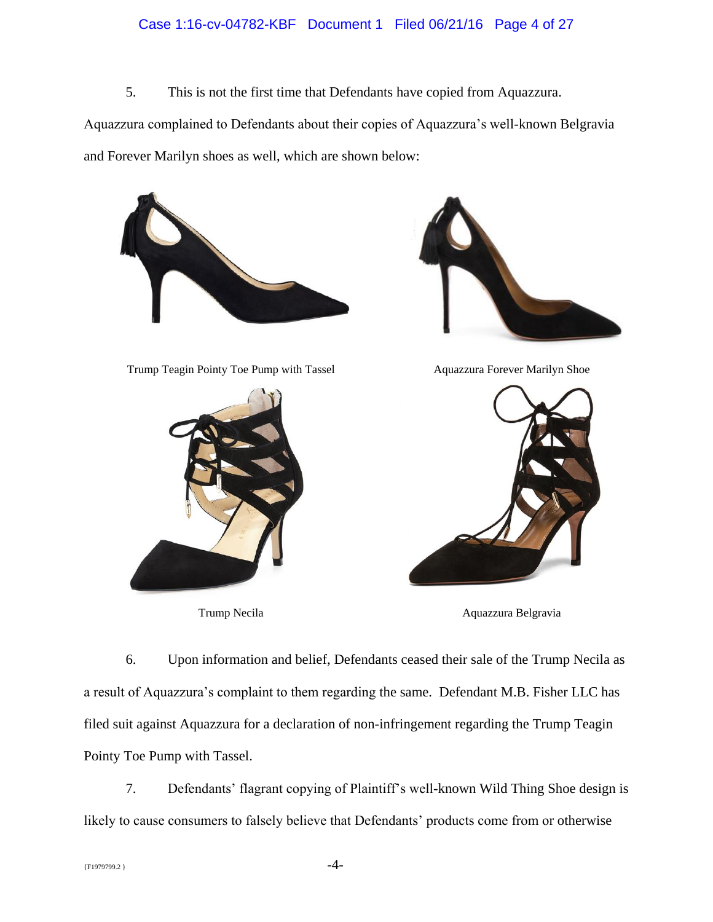5. This is not the first time that Defendants have copied from Aquazzura. Aquazzura complained to Defendants about their copies of Aquazzura's well-known Belgravia and Forever Marilyn shoes as well, which are shown below:

Trump Teagin Pointy Toe Pump with Tassel

Aquazzura Forever Marilyn Shoe

Trump Necila

Aquazzura Belgravia

6. Upon information and belief, Defendants ceased their sale of the Trump Necila as a result of Aquazzura's complaint to them regarding the same. Defendant M.B. Fisher LLC has filed suit against Aquazzura for a declaration of non-infringement regarding the Trump Teagin Pointy Toe Pump with Tassel.

7. Defendants' flagrant copying of Plaintiff's well-known Wild Thing Shoe design is likely to cause consumers to falsely believe that Defendants' products come from or otherwise

{F1979799.2 }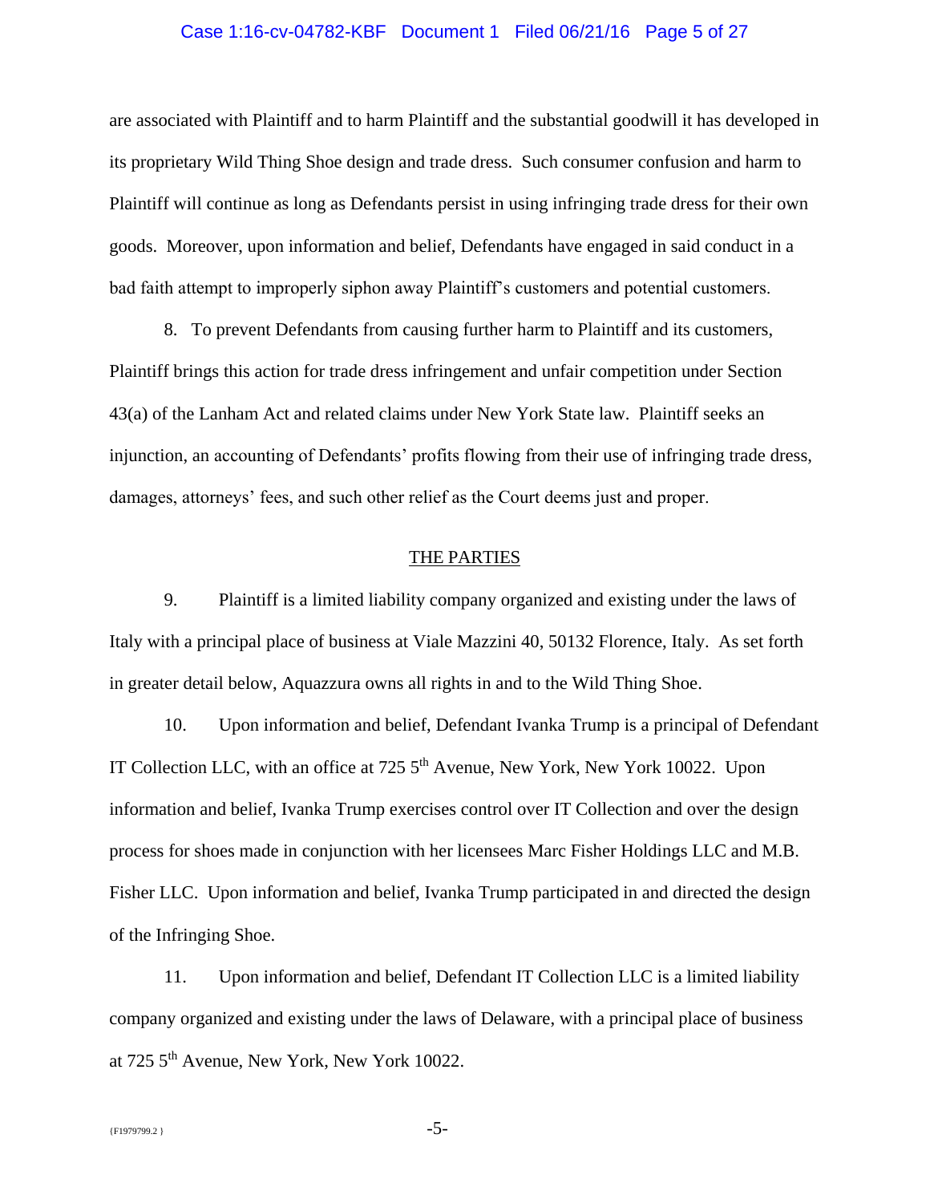are associated with Plaintiff and to harm Plaintiff and the substantial goodwill it has developed in its proprietary Wild Thing Shoe design and trade dress. Such consumer confusion and harm to Plaintiff will continue as long as Defendants persist in using infringing trade dress for their own goods. Moreover, upon information and belief, Defendants have engaged in said conduct in a bad faith attempt to improperly siphon away Plaintiff's customers and potential customers.

8. To prevent Defendants from causing further harm to Plaintiff and its customers, Plaintiff brings this action for trade dress infringement and unfair competition under Section 43(a) of the Lanham Act and related claims under New York State law. Plaintiff seeks an injunction, an accounting of Defendants' profits flowing from their use of infringing trade dress, damages, attorneys' fees, and such other relief as the Court deems just and proper.

## THE PARTIES

9. Plaintiff is a limited liability company organized and existing under the laws of Italy with a principal place of business at Viale Mazzini 40, 50132 Florence, Italy. As set forth in greater detail below, Aquazzura owns all rights in and to the Wild Thing Shoe.

10. Upon information and belief, Defendant Ivanka Trump is a principal of Defendant IT Collection LLC, with an office at 725 5th Avenue, New York, New York 10022. Upon information and belief, Ivanka Trump exercises control over IT Collection and over the design process for shoes made in conjunction with her licensees Marc Fisher Holdings LLC and M.B. Fisher LLC. Upon information and belief, Ivanka Trump participated in and directed the design of the Infringing Shoe.

11. Upon information and belief, Defendant IT Collection LLC is a limited liability company organized and existing under the laws of Delaware, with a principal place of business at 725 5th Avenue, New York, New York 10022.

{F1979799.2 }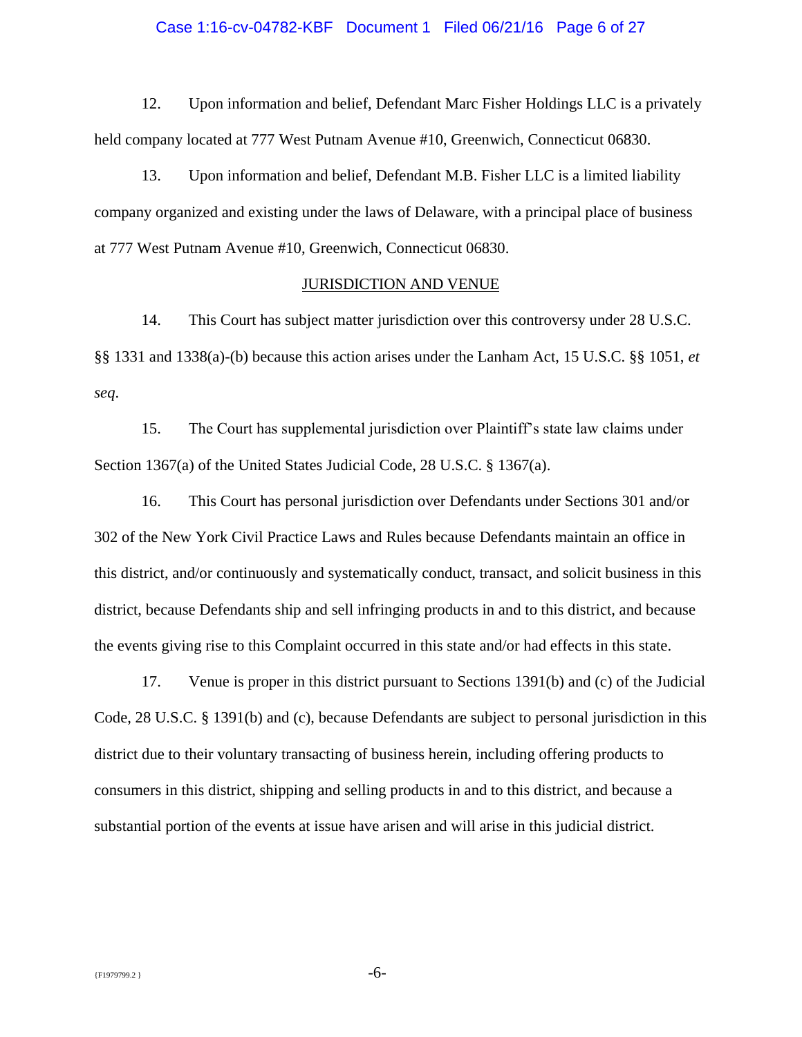12. Upon information and belief, Defendant Marc Fisher Holdings LLC is a privately held company located at 777 West Putnam Avenue #10, Greenwich, Connecticut 06830.

13. Upon information and belief, Defendant M.B. Fisher LLC is a limited liability company organized and existing under the laws of Delaware, with a principal place of business at 777 West Putnam Avenue #10, Greenwich, Connecticut 06830.

## JURISDICTION AND VENUE

14. This Court has subject matter jurisdiction over this controversy under 28 U.S.C. §§ 1331 and 1338(a)-(b) because this action arises under the Lanham Act, 15 U.S.C. §§ 1051, *et seq*.

15. The Court has supplemental jurisdiction over Plaintiff's state law claims under Section 1367(a) of the United States Judicial Code, 28 U.S.C. § 1367(a).

16. This Court has personal jurisdiction over Defendants under Sections 301 and/or 302 of the New York Civil Practice Laws and Rules because Defendants maintain an office in this district, and/or continuously and systematically conduct, transact, and solicit business in this district, because Defendants ship and sell infringing products in and to this district, and because the events giving rise to this Complaint occurred in this state and/or had effects in this state.

17. Venue is proper in this district pursuant to Sections 1391(b) and (c) of the Judicial Code, 28 U.S.C. § 1391(b) and (c), because Defendants are subject to personal jurisdiction in this district due to their voluntary transacting of business herein, including offering products to consumers in this district, shipping and selling products in and to this district, and because a substantial portion of the events at issue have arisen and will arise in this judicial district.

{F1979799.2 }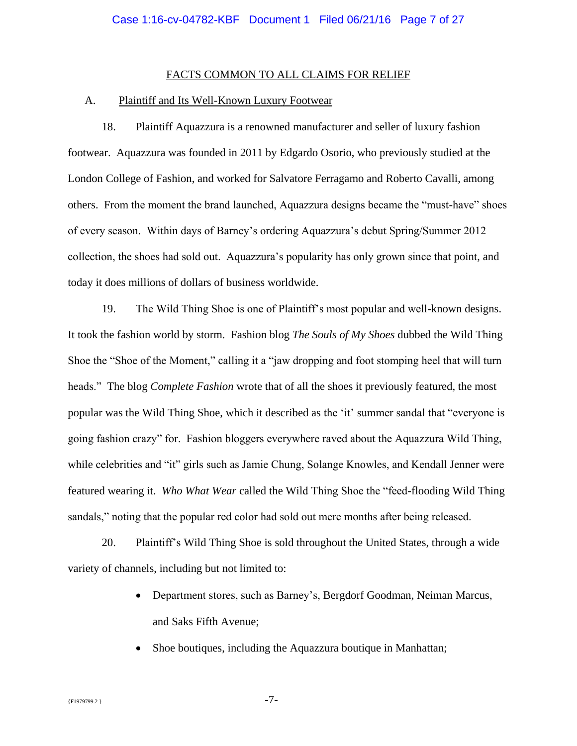## FACTS COMMON TO ALL CLAIMS FOR RELIEF

### A. Plaintiff and Its Well-Known Luxury Footwear

18. Plaintiff Aquazzura is a renowned manufacturer and seller of luxury fashion footwear. Aquazzura was founded in 2011 by Edgardo Osorio, who previously studied at the London College of Fashion, and worked for Salvatore Ferragamo and Roberto Cavalli, among others. From the moment the brand launched, Aquazzura designs became the "must-have" shoes of every season. Within days of Barney's ordering Aquazzura's debut Spring/Summer 2012 collection, the shoes had sold out. Aquazzura's popularity has only grown since that point, and today it does millions of dollars of business worldwide.

19. The Wild Thing Shoe is one of Plaintiff's most popular and well-known designs. It took the fashion world by storm. Fashion blog *The Souls of My Shoes* dubbed the Wild Thing Shoe the "Shoe of the Moment," calling it a "jaw dropping and foot stomping heel that will turn heads." The blog *Complete Fashion* wrote that of all the shoes it previously featured, the most popular was the Wild Thing Shoe, which it described as the 'it' summer sandal that "everyone is going fashion crazy" for. Fashion bloggers everywhere raved about the Aquazzura Wild Thing, while celebrities and "it" girls such as Jamie Chung, Solange Knowles, and Kendall Jenner were featured wearing it. *Who What Wear* called the Wild Thing Shoe the "feed-flooding Wild Thing sandals," noting that the popular red color had sold out mere months after being released.

20. Plaintiff's Wild Thing Shoe is sold throughout the United States, through a wide variety of channels, including but not limited to:

- Department stores, such as Barney's, Bergdorf Goodman, Neiman Marcus, and Saks Fifth Avenue;
- Shoe boutiques, including the Aquazzura boutique in Manhattan;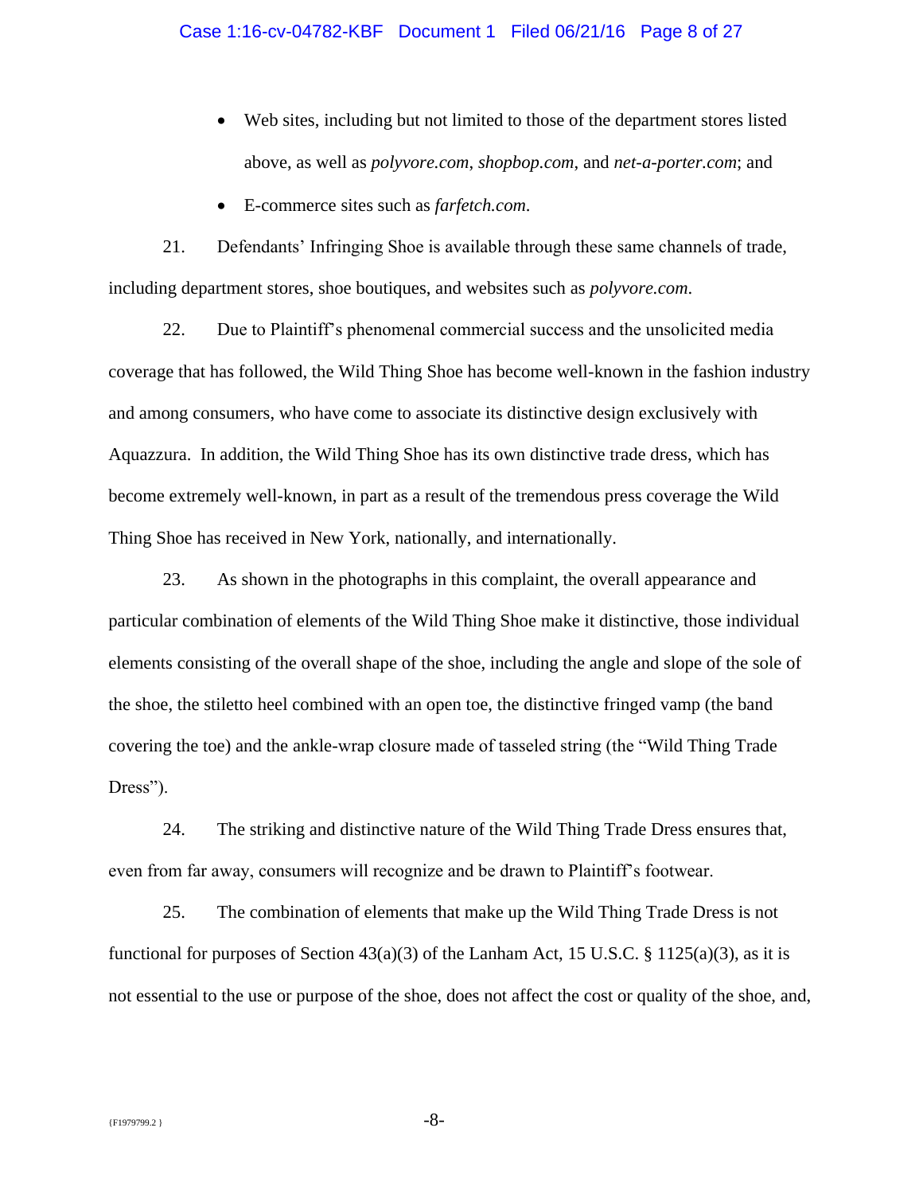- Web sites, including but not limited to those of the department stores listed above, as well as *polyvore.com*, *shopbop.com*, and *net-a-porter.com*; and
- E-commerce sites such as *farfetch.com*.

21. Defendants' Infringing Shoe is available through these same channels of trade, including department stores, shoe boutiques, and websites such as *polyvore.com*.

22. Due to Plaintiff's phenomenal commercial success and the unsolicited media coverage that has followed, the Wild Thing Shoe has become well-known in the fashion industry and among consumers, who have come to associate its distinctive design exclusively with Aquazzura. In addition, the Wild Thing Shoe has its own distinctive trade dress, which has become extremely well-known, in part as a result of the tremendous press coverage the Wild Thing Shoe has received in New York, nationally, and internationally.

23. As shown in the photographs in this complaint, the overall appearance and particular combination of elements of the Wild Thing Shoe make it distinctive, those individual elements consisting of the overall shape of the shoe, including the angle and slope of the sole of the shoe, the stiletto heel combined with an open toe, the distinctive fringed vamp (the band covering the toe) and the ankle-wrap closure made of tasseled string (the "Wild Thing Trade Dress").

24. The striking and distinctive nature of the Wild Thing Trade Dress ensures that, even from far away, consumers will recognize and be drawn to Plaintiff's footwear.

25. The combination of elements that make up the Wild Thing Trade Dress is not functional for purposes of Section 43(a)(3) of the Lanham Act, 15 U.S.C. § 1125(a)(3), as it is not essential to the use or purpose of the shoe, does not affect the cost or quality of the shoe, and,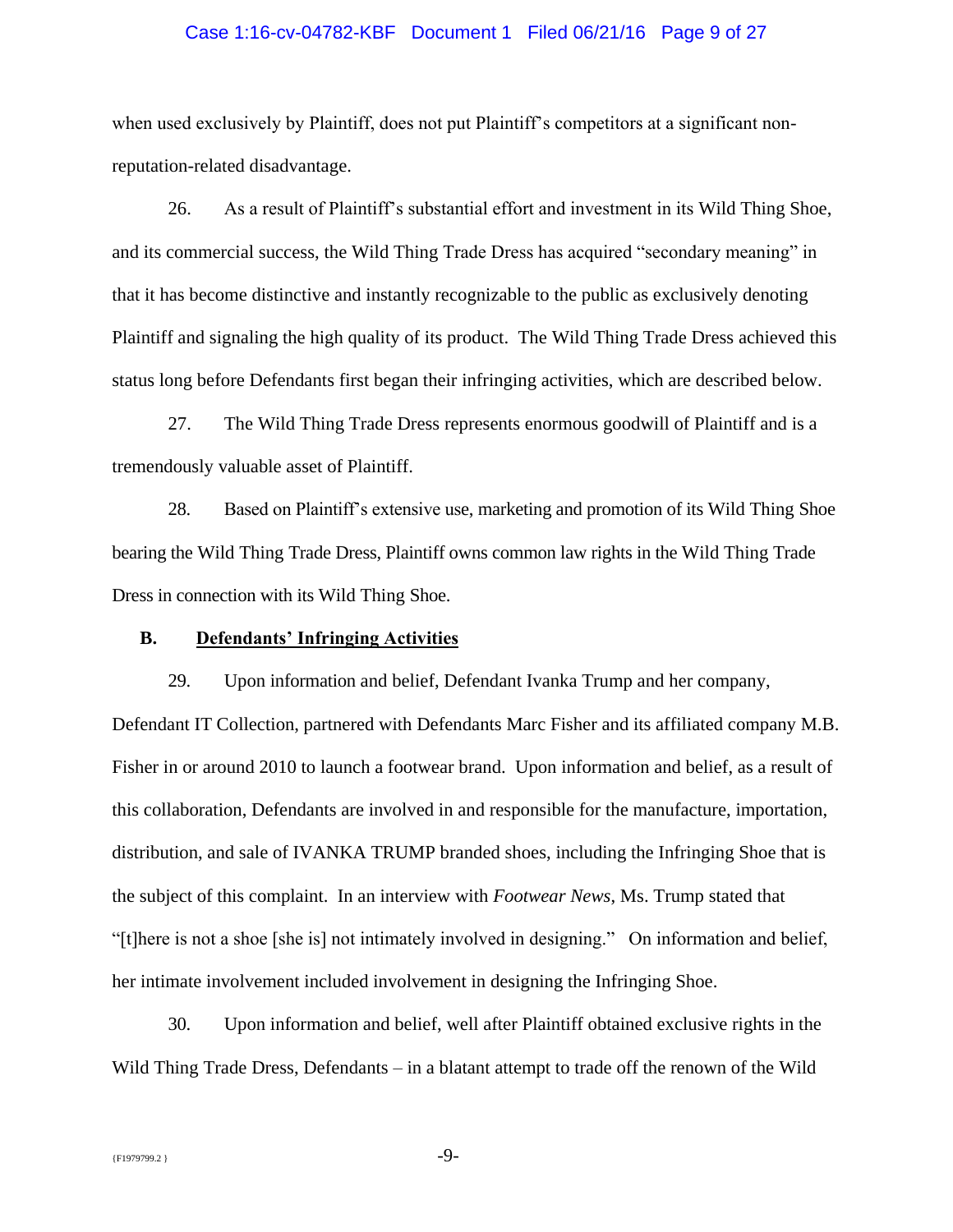when used exclusively by Plaintiff, does not put Plaintiff's competitors at a significant non-reputation-related disadvantage.

26. As a result of Plaintiff's substantial effort and investment in its Wild Thing Shoe, and its commercial success, the Wild Thing Trade Dress has acquired "secondary meaning" in that it has become distinctive and instantly recognizable to the public as exclusively denoting Plaintiff and signaling the high quality of its product. The Wild Thing Trade Dress achieved this status long before Defendants first began their infringing activities, which are described below.

27. The Wild Thing Trade Dress represents enormous goodwill of Plaintiff and is a tremendously valuable asset of Plaintiff.

28. Based on Plaintiff's extensive use, marketing and promotion of its Wild Thing Shoe bearing the Wild Thing Trade Dress, Plaintiff owns common law rights in the Wild Thing Trade Dress in connection with its Wild Thing Shoe.

### B. <u>Defendants' Infringing Activities</u>

29. Upon information and belief, Defendant Ivanka Trump and her company, Defendant IT Collection, partnered with Defendants Marc Fisher and its affiliated company M.B. Fisher in or around 2010 to launch a footwear brand. Upon information and belief, as a result of this collaboration, Defendants are involved in and responsible for the manufacture, importation, distribution, and sale of IVANKA TRUMP branded shoes, including the Infringing Shoe that is the subject of this complaint. In an interview with *Footwear News*, Ms. Trump stated that "[t]here is not a shoe [she is] not intimately involved in designing." On information and belief, her intimate involvement included involvement in designing the Infringing Shoe.

30. Upon information and belief, well after Plaintiff obtained exclusive rights in the Wild Thing Trade Dress, Defendants – in a blatant attempt to trade off the renown of the Wild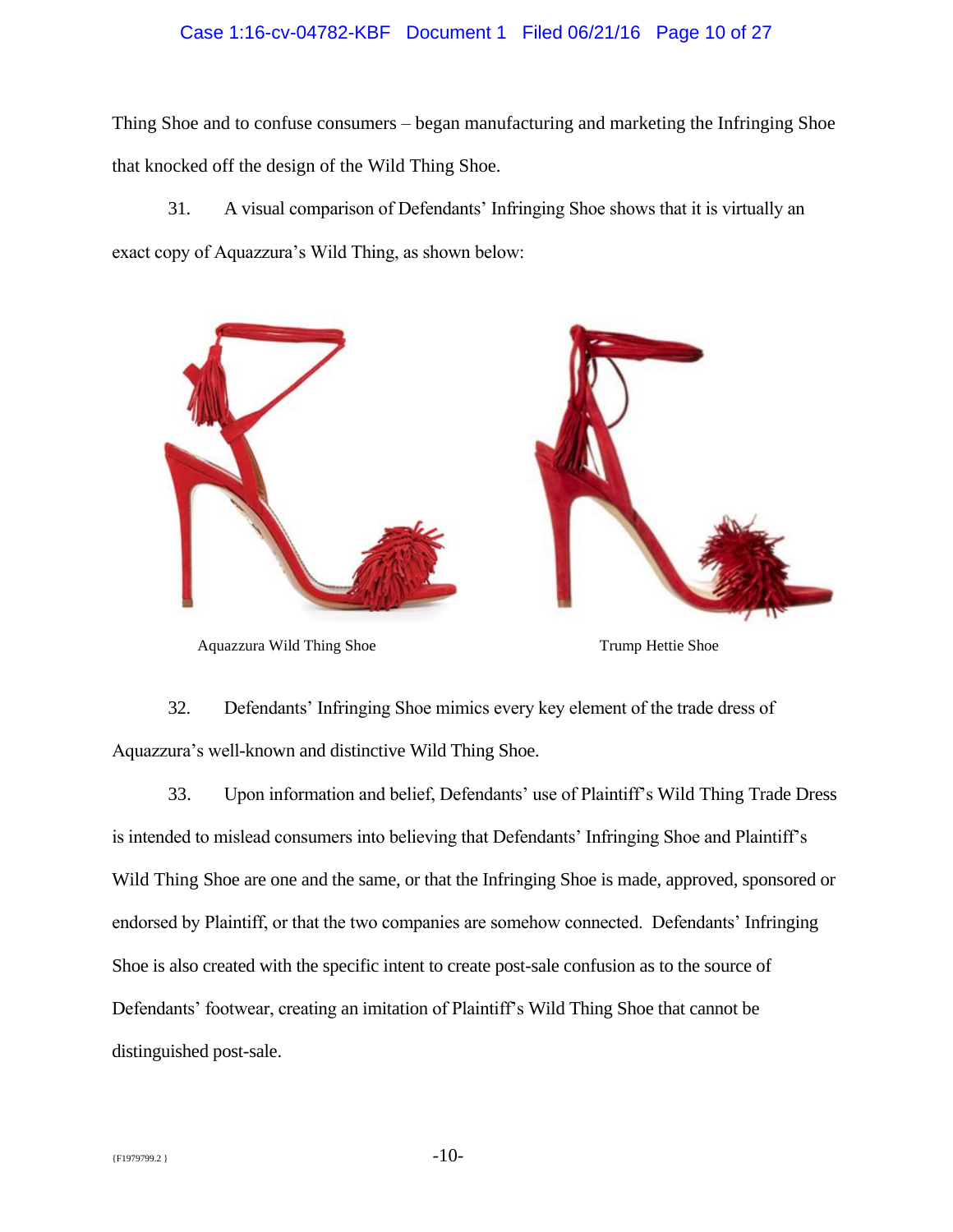Thing Shoe and to confuse consumers – began manufacturing and marketing the Infringing Shoe that knocked off the design of the Wild Thing Shoe.

31. A visual comparison of Defendants' Infringing Shoe shows that it is virtually an exact copy of Aquazzura's Wild Thing, as shown below:

Aquazzura Wild Thing Shoe

Trump Hettie Shoe

32. Defendants' Infringing Shoe mimics every key element of the trade dress of Aquazzura's well-known and distinctive Wild Thing Shoe.

33. Upon information and belief, Defendants' use of Plaintiff's Wild Thing Trade Dress is intended to mislead consumers into believing that Defendants' Infringing Shoe and Plaintiff's Wild Thing Shoe are one and the same, or that the Infringing Shoe is made, approved, sponsored or endorsed by Plaintiff, or that the two companies are somehow connected. Defendants' Infringing Shoe is also created with the specific intent to create post-sale confusion as to the source of Defendants' footwear, creating an imitation of Plaintiff's Wild Thing Shoe that cannot be distinguished post-sale.

{F1979799.2 }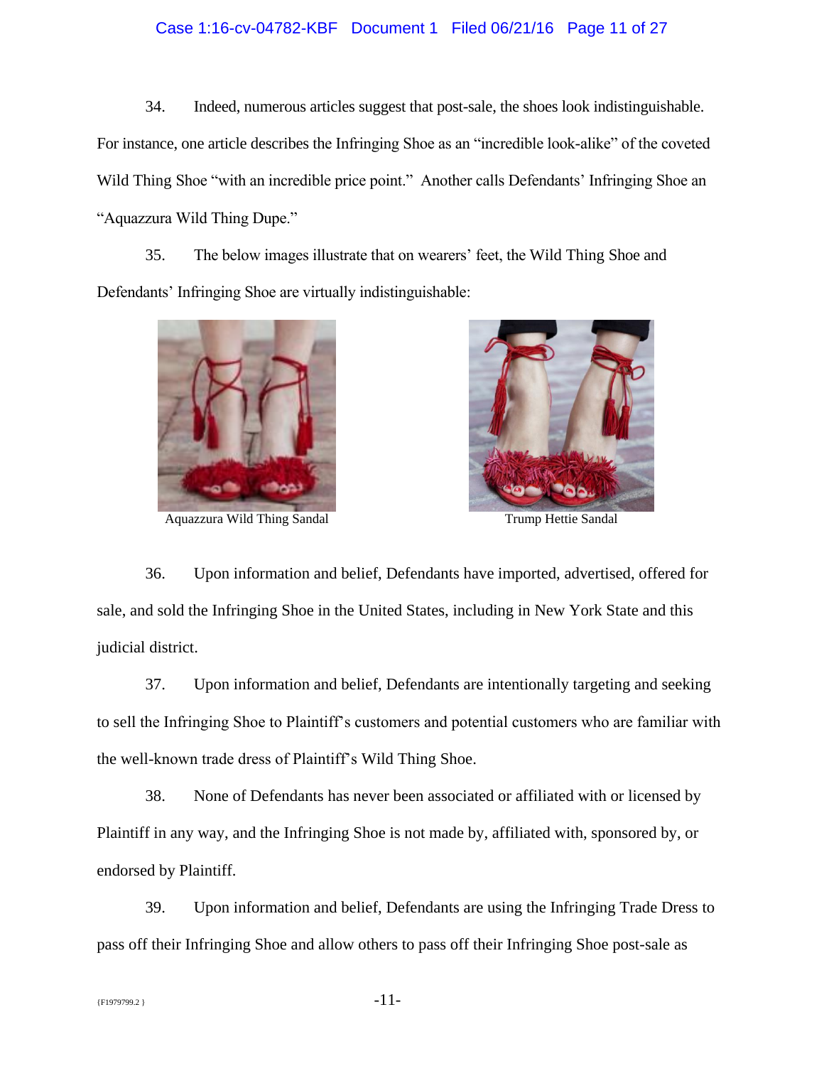34. Indeed, numerous articles suggest that post-sale, the shoes look indistinguishable. For instance, one article describes the Infringing Shoe as an "incredible look-alike" of the coveted Wild Thing Shoe "with an incredible price point." Another calls Defendants' Infringing Shoe an "Aquazzura Wild Thing Dupe."

35. The below images illustrate that on wearers' feet, the Wild Thing Shoe and Defendants' Infringing Shoe are virtually indistinguishable:

Aquazzura Wild Thing Sandal

Trump Hettie Sandal

36. Upon information and belief, Defendants have imported, advertised, offered for sale, and sold the Infringing Shoe in the United States, including in New York State and this judicial district.

37. Upon information and belief, Defendants are intentionally targeting and seeking to sell the Infringing Shoe to Plaintiff's customers and potential customers who are familiar with the well-known trade dress of Plaintiff's Wild Thing Shoe.

38. None of Defendants has never been associated or affiliated with or licensed by Plaintiff in any way, and the Infringing Shoe is not made by, affiliated with, sponsored by, or endorsed by Plaintiff.

39. Upon information and belief, Defendants are using the Infringing Trade Dress to pass off their Infringing Shoe and allow others to pass off their Infringing Shoe post-sale as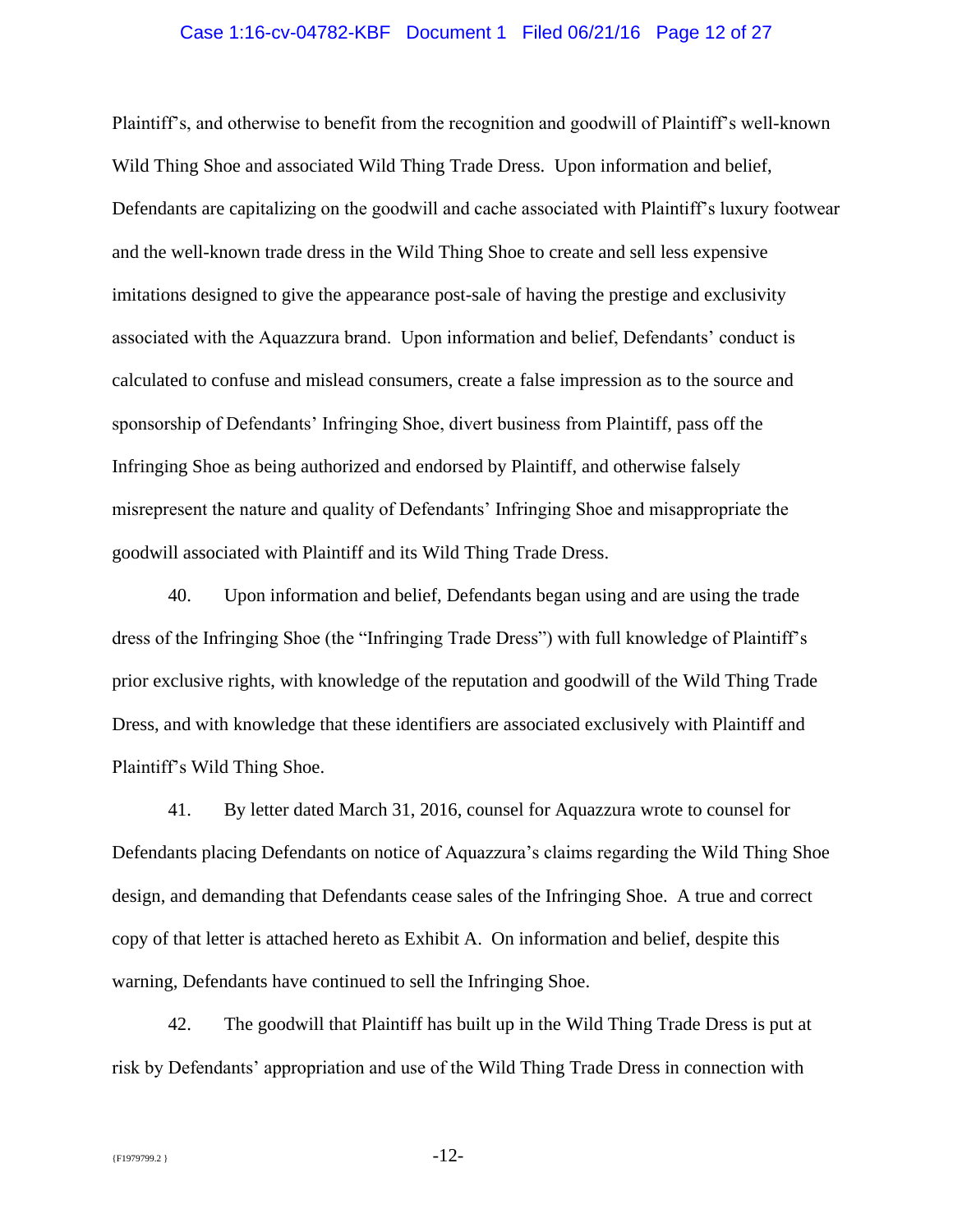Plaintiff's, and otherwise to benefit from the recognition and goodwill of Plaintiff's well-known Wild Thing Shoe and associated Wild Thing Trade Dress. Upon information and belief, Defendants are capitalizing on the goodwill and cache associated with Plaintiff's luxury footwear and the well-known trade dress in the Wild Thing Shoe to create and sell less expensive imitations designed to give the appearance post-sale of having the prestige and exclusivity associated with the Aquazzura brand. Upon information and belief, Defendants' conduct is calculated to confuse and mislead consumers, create a false impression as to the source and sponsorship of Defendants' Infringing Shoe, divert business from Plaintiff, pass off the Infringing Shoe as being authorized and endorsed by Plaintiff, and otherwise falsely misrepresent the nature and quality of Defendants' Infringing Shoe and misappropriate the goodwill associated with Plaintiff and its Wild Thing Trade Dress.

40. Upon information and belief, Defendants began using and are using the trade dress of the Infringing Shoe (the "Infringing Trade Dress") with full knowledge of Plaintiff's prior exclusive rights, with knowledge of the reputation and goodwill of the Wild Thing Trade Dress, and with knowledge that these identifiers are associated exclusively with Plaintiff and Plaintiff's Wild Thing Shoe.

41. By letter dated March 31, 2016, counsel for Aquazzura wrote to counsel for Defendants placing Defendants on notice of Aquazzura's claims regarding the Wild Thing Shoe design, and demanding that Defendants cease sales of the Infringing Shoe. A true and correct copy of that letter is attached hereto as Exhibit A. On information and belief, despite this warning, Defendants have continued to sell the Infringing Shoe.

42. The goodwill that Plaintiff has built up in the Wild Thing Trade Dress is put at risk by Defendants' appropriation and use of the Wild Thing Trade Dress in connection with

{F1979799.2 }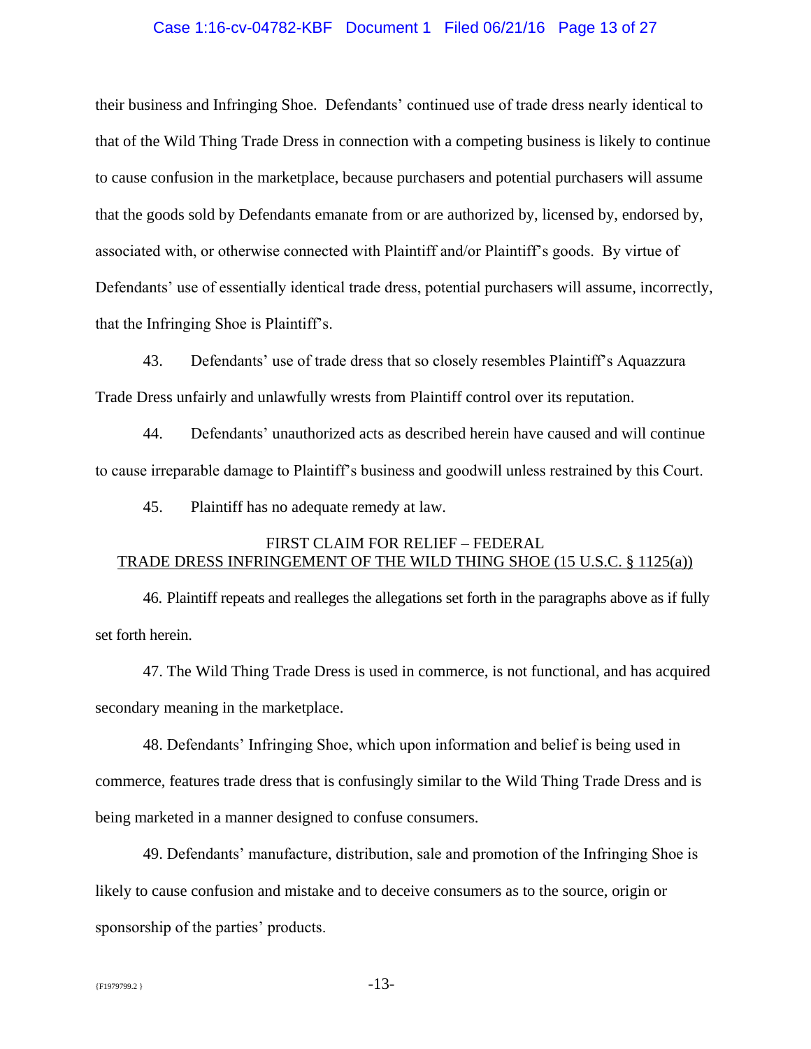their business and Infringing Shoe. Defendants' continued use of trade dress nearly identical to that of the Wild Thing Trade Dress in connection with a competing business is likely to continue to cause confusion in the marketplace, because purchasers and potential purchasers will assume that the goods sold by Defendants emanate from or are authorized by, licensed by, endorsed by, associated with, or otherwise connected with Plaintiff and/or Plaintiff's goods. By virtue of Defendants' use of essentially identical trade dress, potential purchasers will assume, incorrectly, that the Infringing Shoe is Plaintiff's.

43. Defendants' use of trade dress that so closely resembles Plaintiff's Aquazzura Trade Dress unfairly and unlawfully wrests from Plaintiff control over its reputation.

44. Defendants' unauthorized acts as described herein have caused and will continue to cause irreparable damage to Plaintiff's business and goodwill unless restrained by this Court.

45. Plaintiff has no adequate remedy at law.

## FIRST CLAIM FOR RELIEF – FEDERAL
## TRADE DRESS INFRINGEMENT OF THE WILD THING SHOE (15 U.S.C. § 1125(a))

46. Plaintiff repeats and realleges the allegations set forth in the paragraphs above as if fully set forth herein.

47. The Wild Thing Trade Dress is used in commerce, is not functional, and has acquired secondary meaning in the marketplace.

48. Defendants' Infringing Shoe, which upon information and belief is being used in commerce, features trade dress that is confusingly similar to the Wild Thing Trade Dress and is being marketed in a manner designed to confuse consumers.

49. Defendants' manufacture, distribution, sale and promotion of the Infringing Shoe is likely to cause confusion and mistake and to deceive consumers as to the source, origin or sponsorship of the parties' products.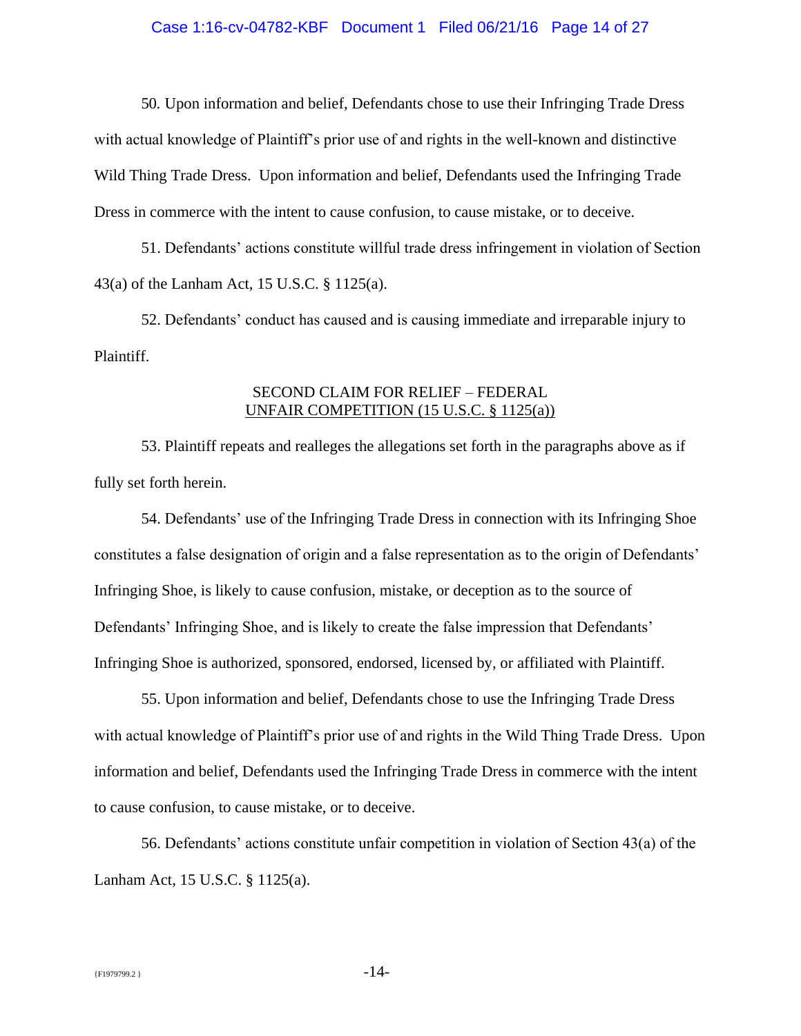50. Upon information and belief, Defendants chose to use their Infringing Trade Dress with actual knowledge of Plaintiff's prior use of and rights in the well-known and distinctive Wild Thing Trade Dress. Upon information and belief, Defendants used the Infringing Trade Dress in commerce with the intent to cause confusion, to cause mistake, or to deceive.

51. Defendants' actions constitute willful trade dress infringement in violation of Section 43(a) of the Lanham Act, 15 U.S.C. § 1125(a).

52. Defendants' conduct has caused and is causing immediate and irreparable injury to Plaintiff.

## SECOND CLAIM FOR RELIEF – FEDERAL UNFAIR COMPETITION (15 U.S.C. § 1125(a))

53. Plaintiff repeats and realleges the allegations set forth in the paragraphs above as if fully set forth herein.

54. Defendants' use of the Infringing Trade Dress in connection with its Infringing Shoe constitutes a false designation of origin and a false representation as to the origin of Defendants' Infringing Shoe, is likely to cause confusion, mistake, or deception as to the source of Defendants' Infringing Shoe, and is likely to create the false impression that Defendants' Infringing Shoe is authorized, sponsored, endorsed, licensed by, or affiliated with Plaintiff.

55. Upon information and belief, Defendants chose to use the Infringing Trade Dress with actual knowledge of Plaintiff's prior use of and rights in the Wild Thing Trade Dress. Upon information and belief, Defendants used the Infringing Trade Dress in commerce with the intent to cause confusion, to cause mistake, or to deceive.

56. Defendants' actions constitute unfair competition in violation of Section 43(a) of the Lanham Act, 15 U.S.C. § 1125(a).

{F1979799.2 }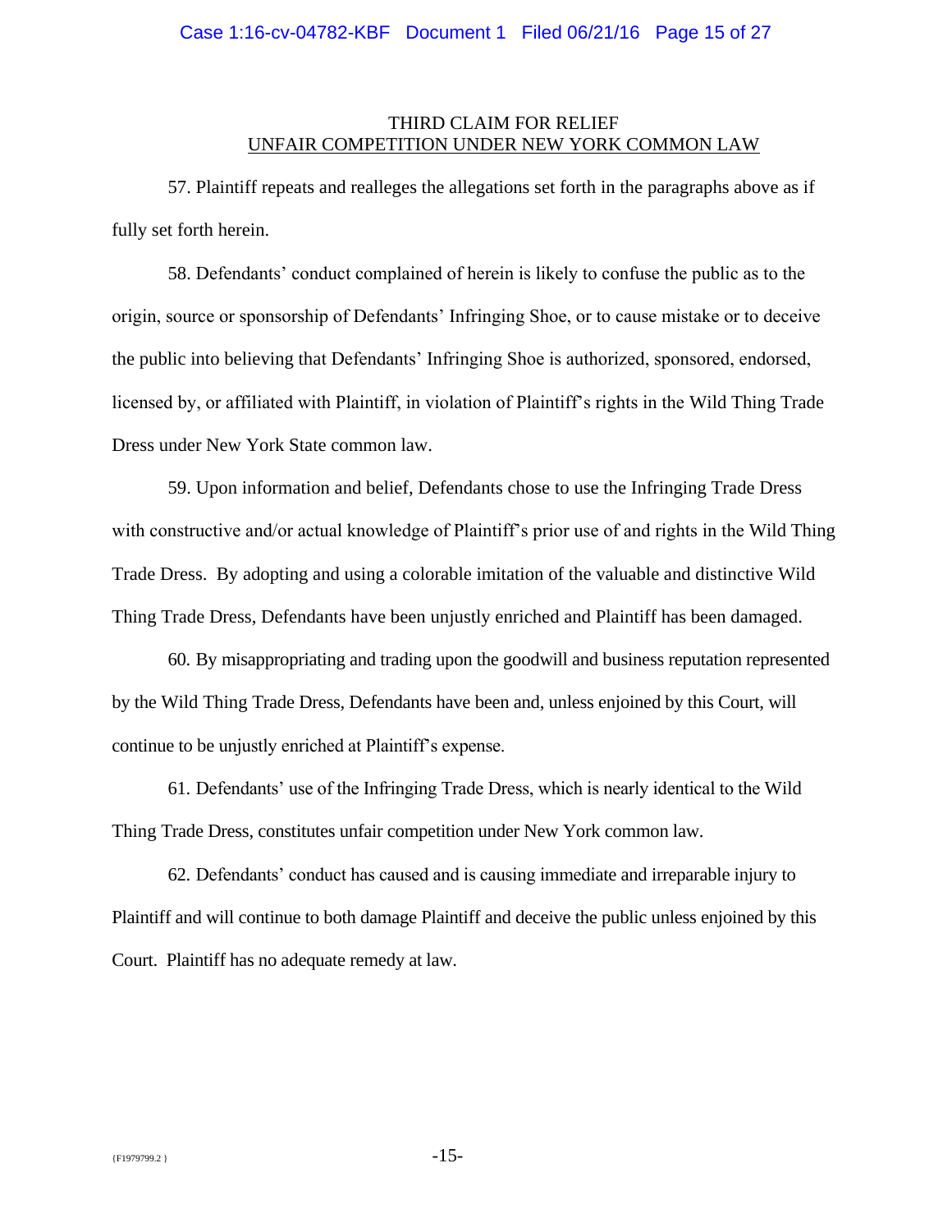## THIRD CLAIM FOR RELIEF

## UNFAIR COMPETITION UNDER NEW YORK COMMON LAW

57. Plaintiff repeats and realleges the allegations set forth in the paragraphs above as if fully set forth herein.

58. Defendants' conduct complained of herein is likely to confuse the public as to the origin, source or sponsorship of Defendants' Infringing Shoe, or to cause mistake or to deceive the public into believing that Defendants' Infringing Shoe is authorized, sponsored, endorsed, licensed by, or affiliated with Plaintiff, in violation of Plaintiff's rights in the Wild Thing Trade Dress under New York State common law.

59. Upon information and belief, Defendants chose to use the Infringing Trade Dress with constructive and/or actual knowledge of Plaintiff's prior use of and rights in the Wild Thing Trade Dress. By adopting and using a colorable imitation of the valuable and distinctive Wild Thing Trade Dress, Defendants have been unjustly enriched and Plaintiff has been damaged.

60. By misappropriating and trading upon the goodwill and business reputation represented by the Wild Thing Trade Dress, Defendants have been and, unless enjoined by this Court, will continue to be unjustly enriched at Plaintiff's expense.

61. Defendants' use of the Infringing Trade Dress, which is nearly identical to the Wild Thing Trade Dress, constitutes unfair competition under New York common law.

62. Defendants' conduct has caused and is causing immediate and irreparable injury to Plaintiff and will continue to both damage Plaintiff and deceive the public unless enjoined by this Court. Plaintiff has no adequate remedy at law.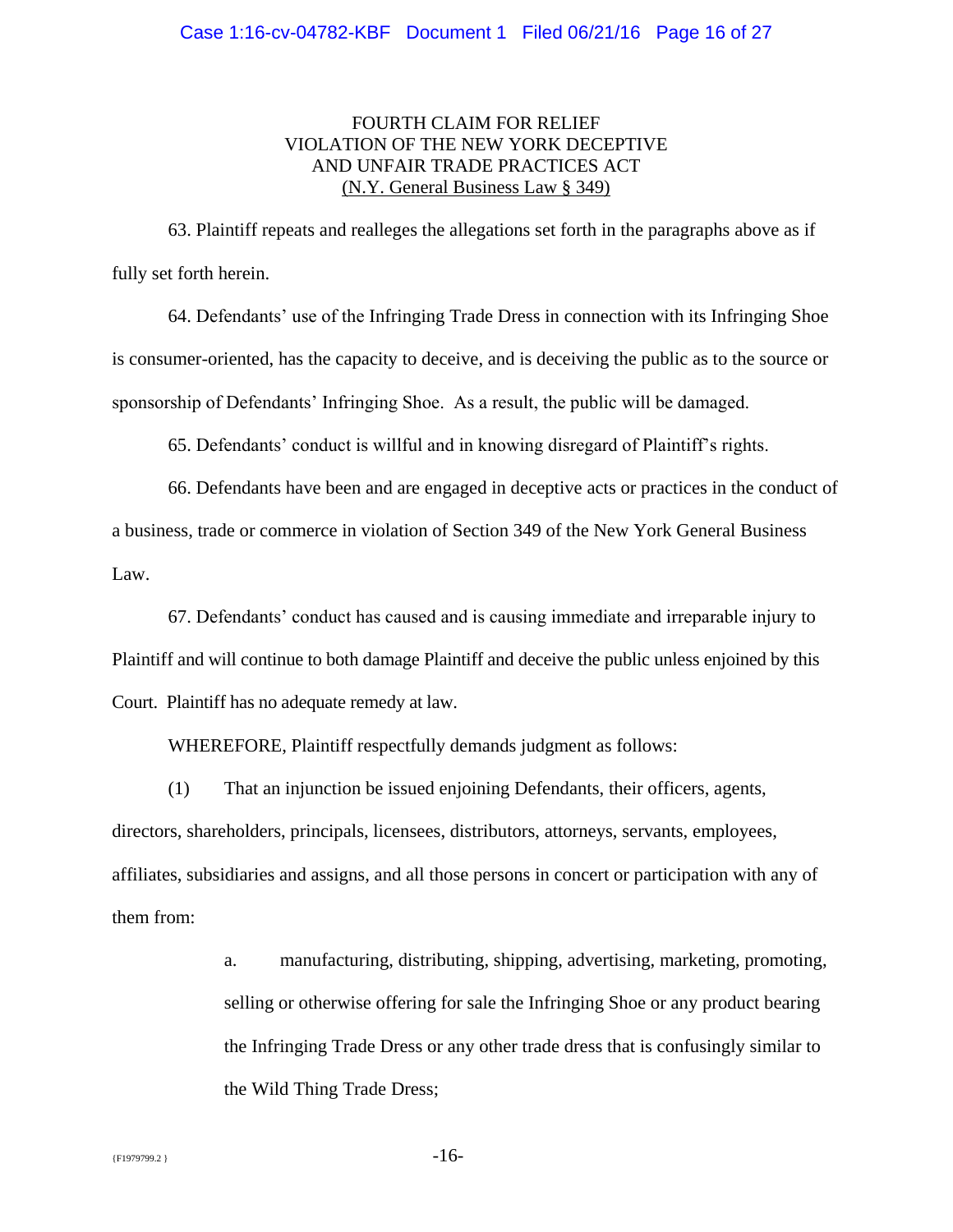FOURTH CLAIM FOR RELIEF
VIOLATION OF THE NEW YORK DECEPTIVE
AND UNFAIR TRADE PRACTICES ACT
(N.Y. General Business Law § 349)

63. Plaintiff repeats and realleges the allegations set forth in the paragraphs above as if fully set forth herein.

64. Defendants' use of the Infringing Trade Dress in connection with its Infringing Shoe is consumer-oriented, has the capacity to deceive, and is deceiving the public as to the source or sponsorship of Defendants' Infringing Shoe. As a result, the public will be damaged.

65. Defendants' conduct is willful and in knowing disregard of Plaintiff's rights.

66. Defendants have been and are engaged in deceptive acts or practices in the conduct of a business, trade or commerce in violation of Section 349 of the New York General Business Law.

67. Defendants' conduct has caused and is causing immediate and irreparable injury to Plaintiff and will continue to both damage Plaintiff and deceive the public unless enjoined by this Court. Plaintiff has no adequate remedy at law.

WHEREFORE, Plaintiff respectfully demands judgment as follows:

(1) That an injunction be issued enjoining Defendants, their officers, agents, directors, shareholders, principals, licensees, distributors, attorneys, servants, employees, affiliates, subsidiaries and assigns, and all those persons in concert or participation with any of them from:

> a. manufacturing, distributing, shipping, advertising, marketing, promoting, selling or otherwise offering for sale the Infringing Shoe or any product bearing the Infringing Trade Dress or any other trade dress that is confusingly similar to the Wild Thing Trade Dress;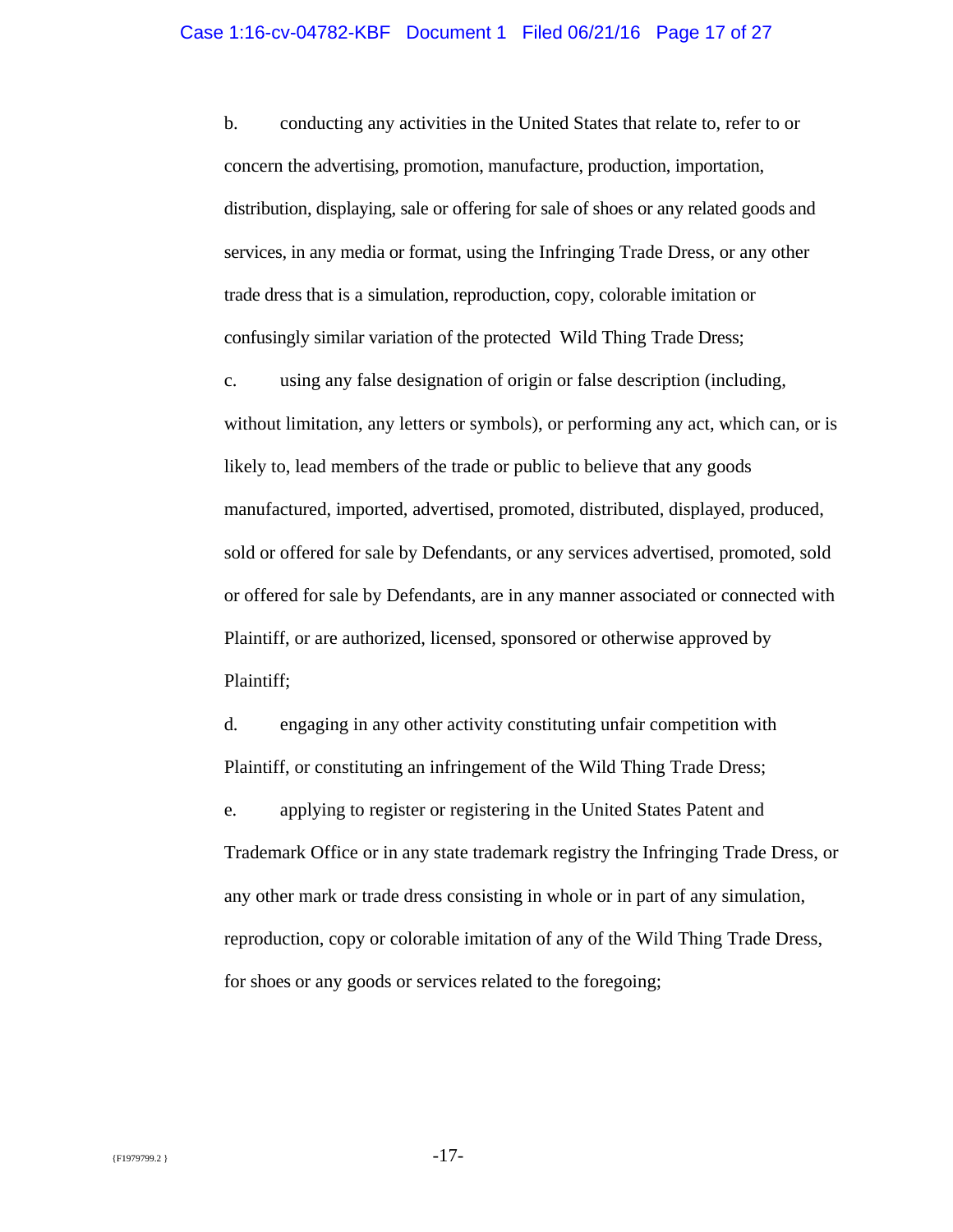b. conducting any activities in the United States that relate to, refer to or concern the advertising, promotion, manufacture, production, importation, distribution, displaying, sale or offering for sale of shoes or any related goods and services, in any media or format, using the Infringing Trade Dress, or any other trade dress that is a simulation, reproduction, copy, colorable imitation or confusingly similar variation of the protected Wild Thing Trade Dress;

c. using any false designation of origin or false description (including, without limitation, any letters or symbols), or performing any act, which can, or is likely to, lead members of the trade or public to believe that any goods manufactured, imported, advertised, promoted, distributed, displayed, produced, sold or offered for sale by Defendants, or any services advertised, promoted, sold or offered for sale by Defendants, are in any manner associated or connected with Plaintiff, or are authorized, licensed, sponsored or otherwise approved by Plaintiff;

d. engaging in any other activity constituting unfair competition with Plaintiff, or constituting an infringement of the Wild Thing Trade Dress;

e. applying to register or registering in the United States Patent and Trademark Office or in any state trademark registry the Infringing Trade Dress, or any other mark or trade dress consisting in whole or in part of any simulation, reproduction, copy or colorable imitation of any of the Wild Thing Trade Dress, for shoes or any goods or services related to the foregoing;

{F1979799.2 }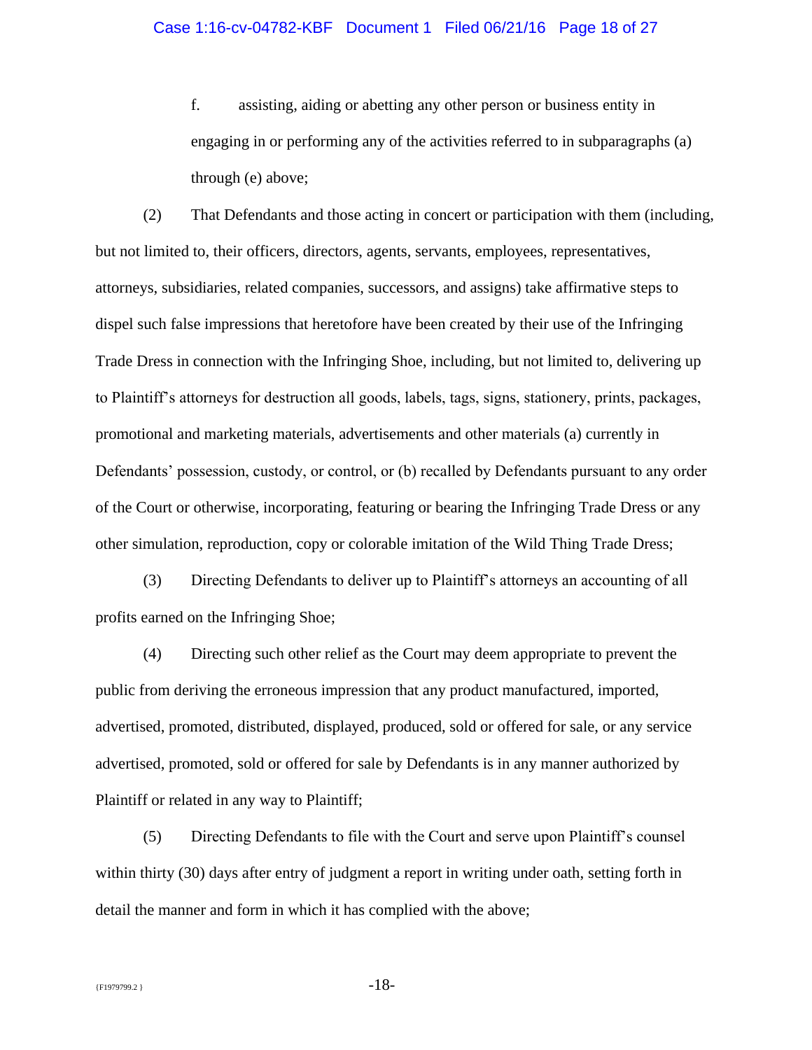f. assisting, aiding or abetting any other person or business entity in engaging in or performing any of the activities referred to in subparagraphs (a) through (e) above;

(2) That Defendants and those acting in concert or participation with them (including, but not limited to, their officers, directors, agents, servants, employees, representatives, attorneys, subsidiaries, related companies, successors, and assigns) take affirmative steps to dispel such false impressions that heretofore have been created by their use of the Infringing Trade Dress in connection with the Infringing Shoe, including, but not limited to, delivering up to Plaintiff's attorneys for destruction all goods, labels, tags, signs, stationery, prints, packages, promotional and marketing materials, advertisements and other materials (a) currently in Defendants' possession, custody, or control, or (b) recalled by Defendants pursuant to any order of the Court or otherwise, incorporating, featuring or bearing the Infringing Trade Dress or any other simulation, reproduction, copy or colorable imitation of the Wild Thing Trade Dress;

(3) Directing Defendants to deliver up to Plaintiff's attorneys an accounting of all profits earned on the Infringing Shoe;

(4) Directing such other relief as the Court may deem appropriate to prevent the public from deriving the erroneous impression that any product manufactured, imported, advertised, promoted, distributed, displayed, produced, sold or offered for sale, or any service advertised, promoted, sold or offered for sale by Defendants is in any manner authorized by Plaintiff or related in any way to Plaintiff;

(5) Directing Defendants to file with the Court and serve upon Plaintiff's counsel within thirty (30) days after entry of judgment a report in writing under oath, setting forth in detail the manner and form in which it has complied with the above;

{F1979799.2 }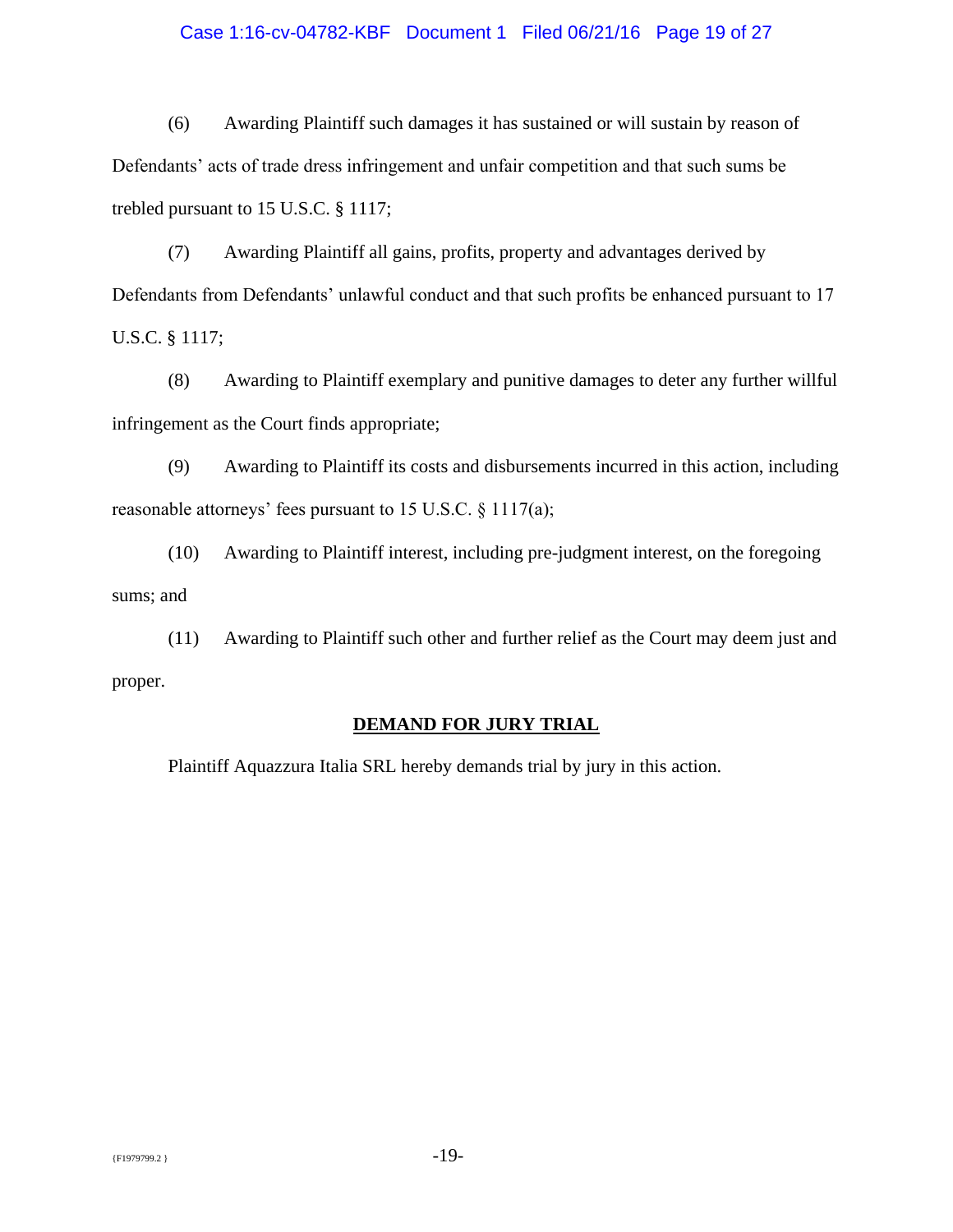(6) Awarding Plaintiff such damages it has sustained or will sustain by reason of Defendants' acts of trade dress infringement and unfair competition and that such sums be trebled pursuant to 15 U.S.C. § 1117;

(7) Awarding Plaintiff all gains, profits, property and advantages derived by Defendants from Defendants' unlawful conduct and that such profits be enhanced pursuant to 17 U.S.C. § 1117;

(8) Awarding to Plaintiff exemplary and punitive damages to deter any further willful infringement as the Court finds appropriate;

(9) Awarding to Plaintiff its costs and disbursements incurred in this action, including reasonable attorneys' fees pursuant to 15 U.S.C. § 1117(a);

(10) Awarding to Plaintiff interest, including pre-judgment interest, on the foregoing sums; and

(11) Awarding to Plaintiff such other and further relief as the Court may deem just and proper.

**DEMAND FOR JURY TRIAL**

Plaintiff Aquazzura Italia SRL hereby demands trial by jury in this action.

{F1979799.2 }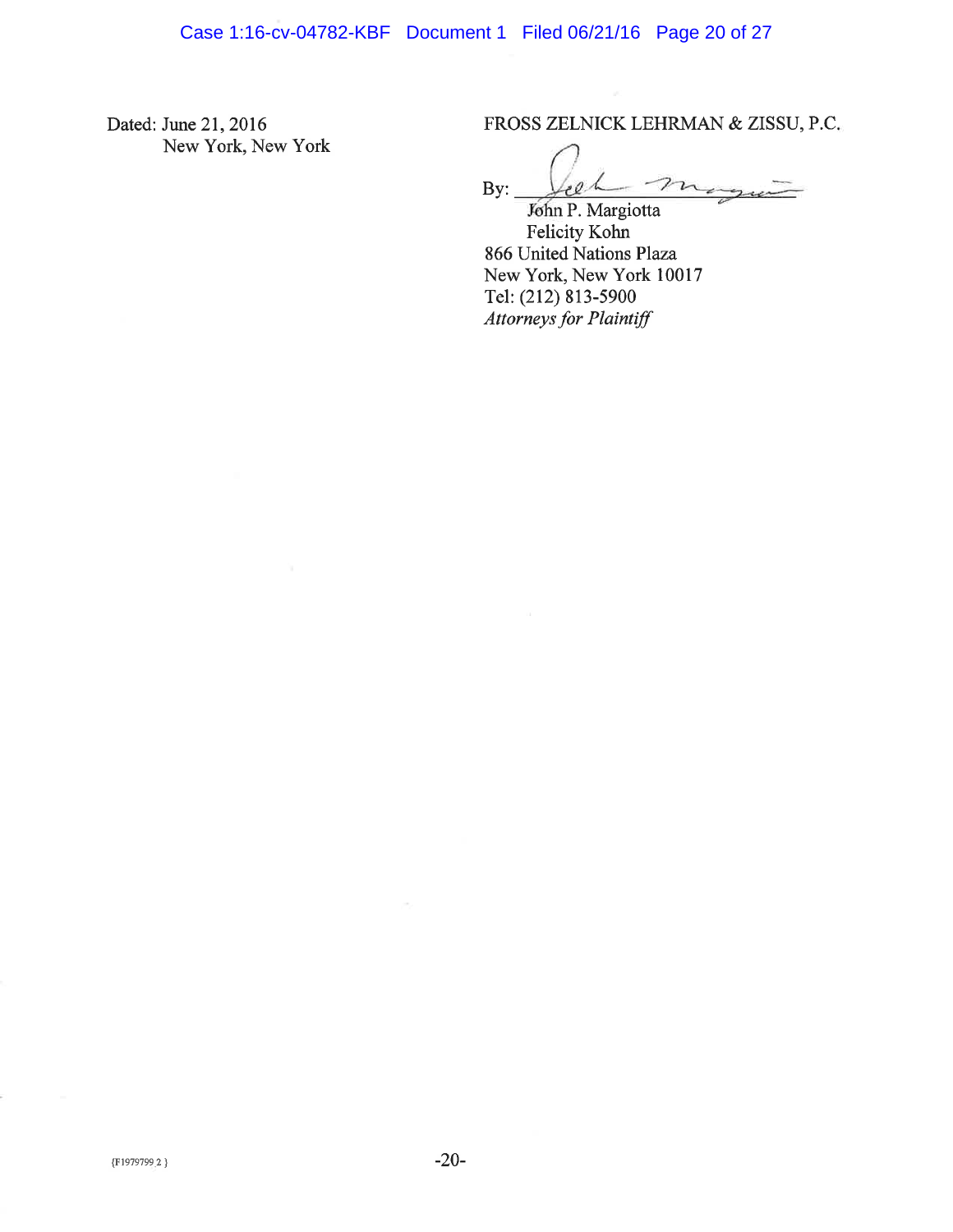Dated: June 21, 2016
New York, New York

FROSS ZELNICK LEHRMAN & ZISSU, P.C.

By: ______________________
John P. Margiotta
Felicity Kohn
866 United Nations Plaza
New York, New York 10017
Tel: (212) 813-5900
*Attorneys for Plaintiff*

{F1979799 2 }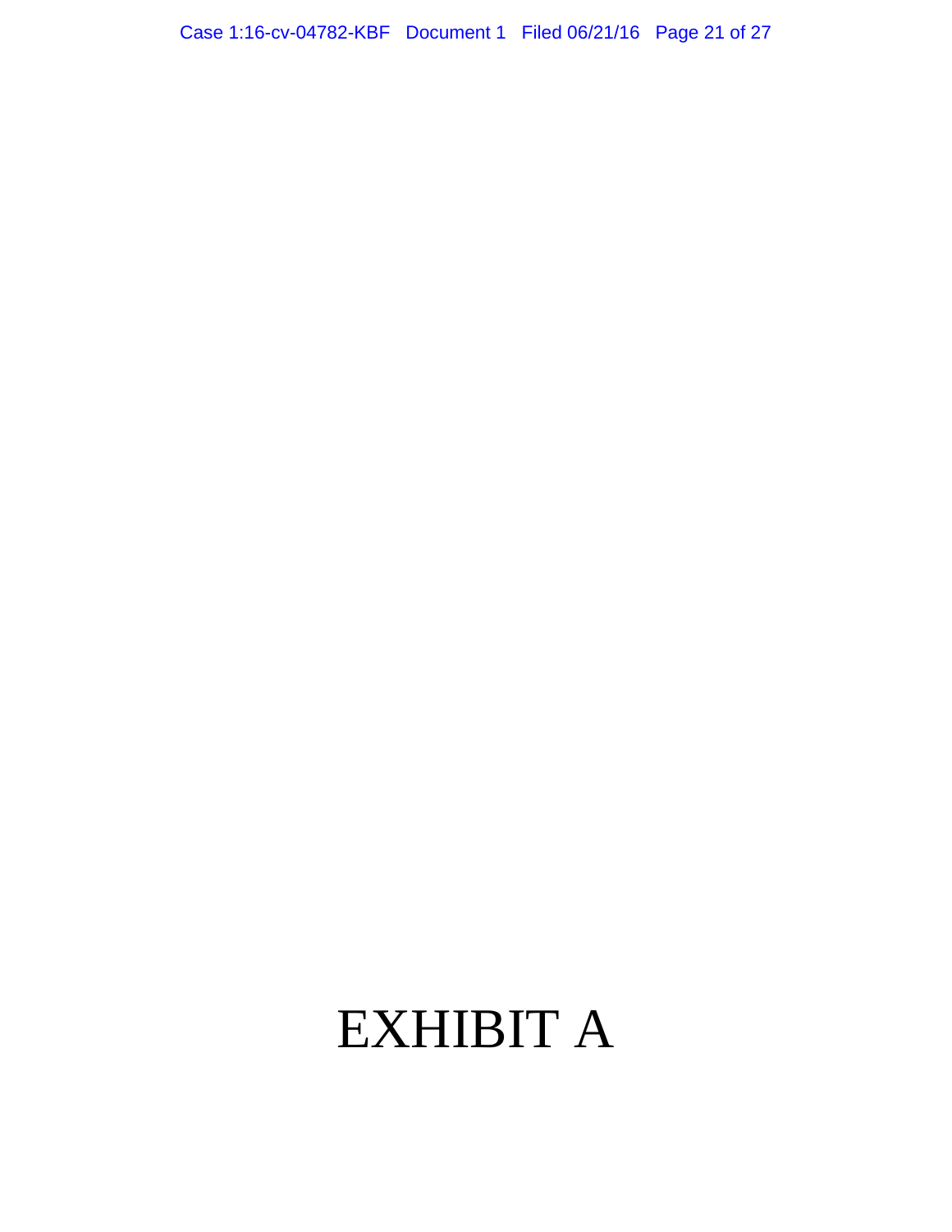# EXHIBIT A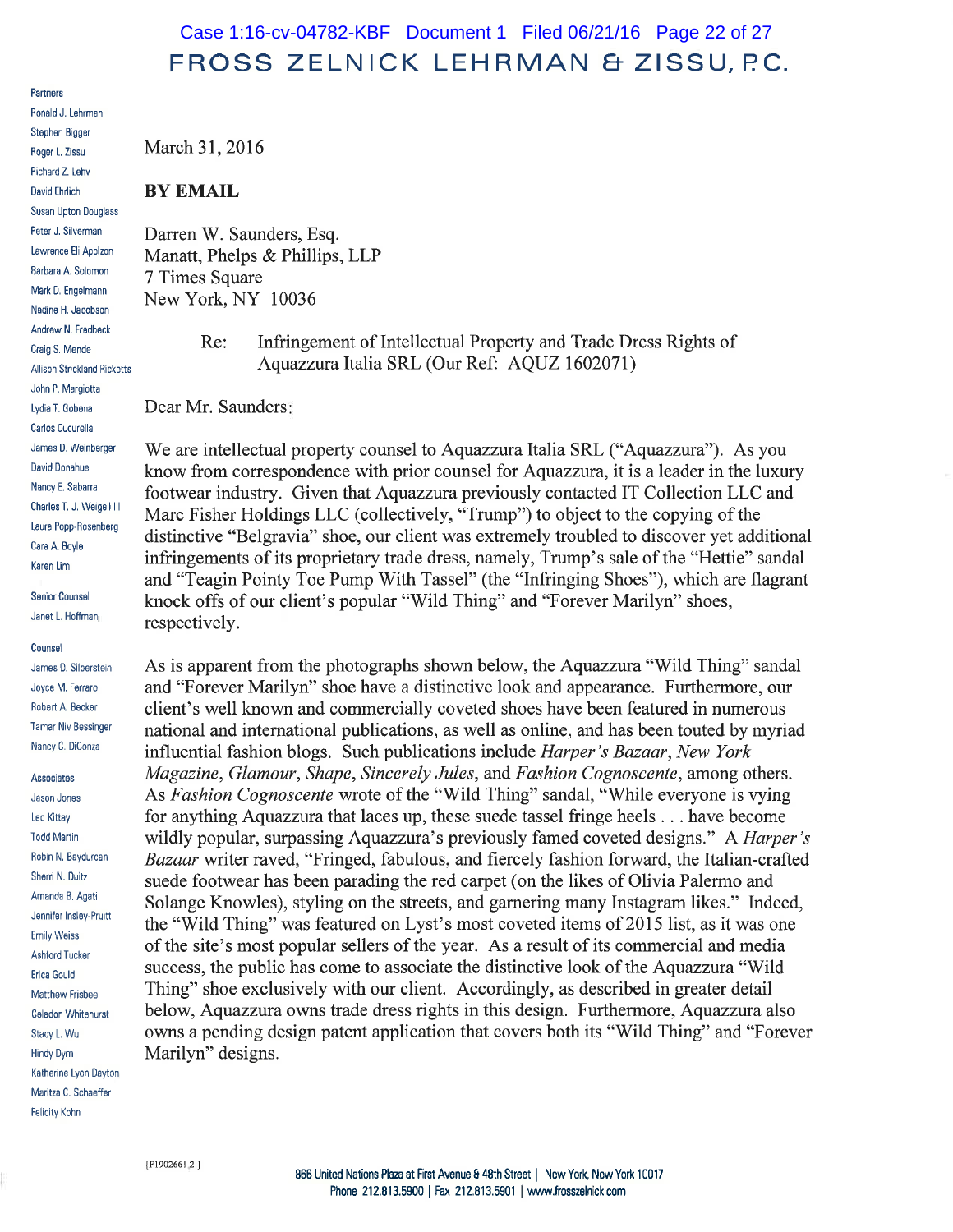# FROSS ZELNICK LEHRMAN & ZISSU, P.C.

**Partners**
Ronald J. Lehrman
Stephen Bigger
Roger L. Zissu
Richard Z. Lehv
David Ehrlich
Susan Upton Douglass
Peter J. Silverman
Lawrence Eli Apolzon
Barbara A. Solomon
Mark D. Engelmann
Nadine H. Jacobson
Andrew N. Fredbeck
Craig S. Mende
Allison Strickland Ricketts
John P. Margiotta
Lydia T. Gobena
Carlos Cucurella
James D. Weinberger
David Donahue
Nancy E. Sabarra
Charles T. J. Weigell III
Laura Popp-Rosenberg
Cara A. Boyle
Karen Lim

**Senior Counsel**
Janet L. Hoffman

**Counsel**
James D. Silberstein
Joyce M. Ferraro
Robert A. Becker
Tamar Niv Bessinger
Nancy C. DiConza

**Associates**
Jason Jones
Leo Kittay
Todd Martin
Robin N. Baydurcan
Sherri N. Duitz
Amanda B. Agati
Jennifer Insley-Pruitt
Emily Weiss
Ashford Tucker
Erica Gould
Matthew Frisbee
Celadon Whitehurst
Stacy L. Wu
Hindy Dym
Katherine Lyon Dayton
Maritza C. Schaeffer
Felicity Kohn

March 31, 2016

**BY EMAIL**

Darren W. Saunders, Esq.
Manatt, Phelps & Phillips, LLP
7 Times Square
New York, NY 10036

Re: Infringement of Intellectual Property and Trade Dress Rights of Aquazzura Italia SRL (Our Ref: AQUZ 1602071)

Dear Mr. Saunders:

We are intellectual property counsel to Aquazzura Italia SRL ("Aquazzura"). As you know from correspondence with prior counsel for Aquazzura, it is a leader in the luxury footwear industry. Given that Aquazzura previously contacted IT Collection LLC and Marc Fisher Holdings LLC (collectively, "Trump") to object to the copying of the distinctive "Belgravia" shoe, our client was extremely troubled to discover yet additional infringements of its proprietary trade dress, namely, Trump's sale of the "Hettie" sandal and "Teagin Pointy Toe Pump With Tassel" (the "Infringing Shoes"), which are flagrant knock offs of our client's popular "Wild Thing" and "Forever Marilyn" shoes, respectively.

As is apparent from the photographs shown below, the Aquazzura "Wild Thing" sandal and "Forever Marilyn" shoe have a distinctive look and appearance. Furthermore, our client's well known and commercially coveted shoes have been featured in numerous national and international publications, as well as online, and has been touted by myriad influential fashion blogs. Such publications include *Harper's Bazaar*, *New York Magazine*, *Glamour*, *Shape*, *Sincerely Jules*, and *Fashion Cognoscente*, among others. As *Fashion Cognoscente* wrote of the "Wild Thing" sandal, "While everyone is vying for anything Aquazzura that laces up, these suede tassel fringe heels . . . have become wildly popular, surpassing Aquazzura's previously famed coveted designs." A *Harper's Bazaar* writer raved, "Fringed, fabulous, and fiercely fashion forward, the Italian-crafted suede footwear has been parading the red carpet (on the likes of Olivia Palermo and Solange Knowles), styling on the streets, and garnering many Instagram likes." Indeed, the "Wild Thing" was featured on Lyst's most coveted items of 2015 list, as it was one of the site's most popular sellers of the year. As a result of its commercial and media success, the public has come to associate the distinctive look of the Aquazzura "Wild Thing" shoe exclusively with our client. Accordingly, as described in greater detail below, Aquazzura owns trade dress rights in this design. Furthermore, Aquazzura also owns a pending design patent application that covers both its "Wild Thing" and "Forever Marilyn" designs.

{F1902661 2 }

866 United Nations Plaza at First Avenue & 48th Street | New York, New York 10017
Phone 212.813.5900 | Fax 212.813.5901 | www.frosszelnick.com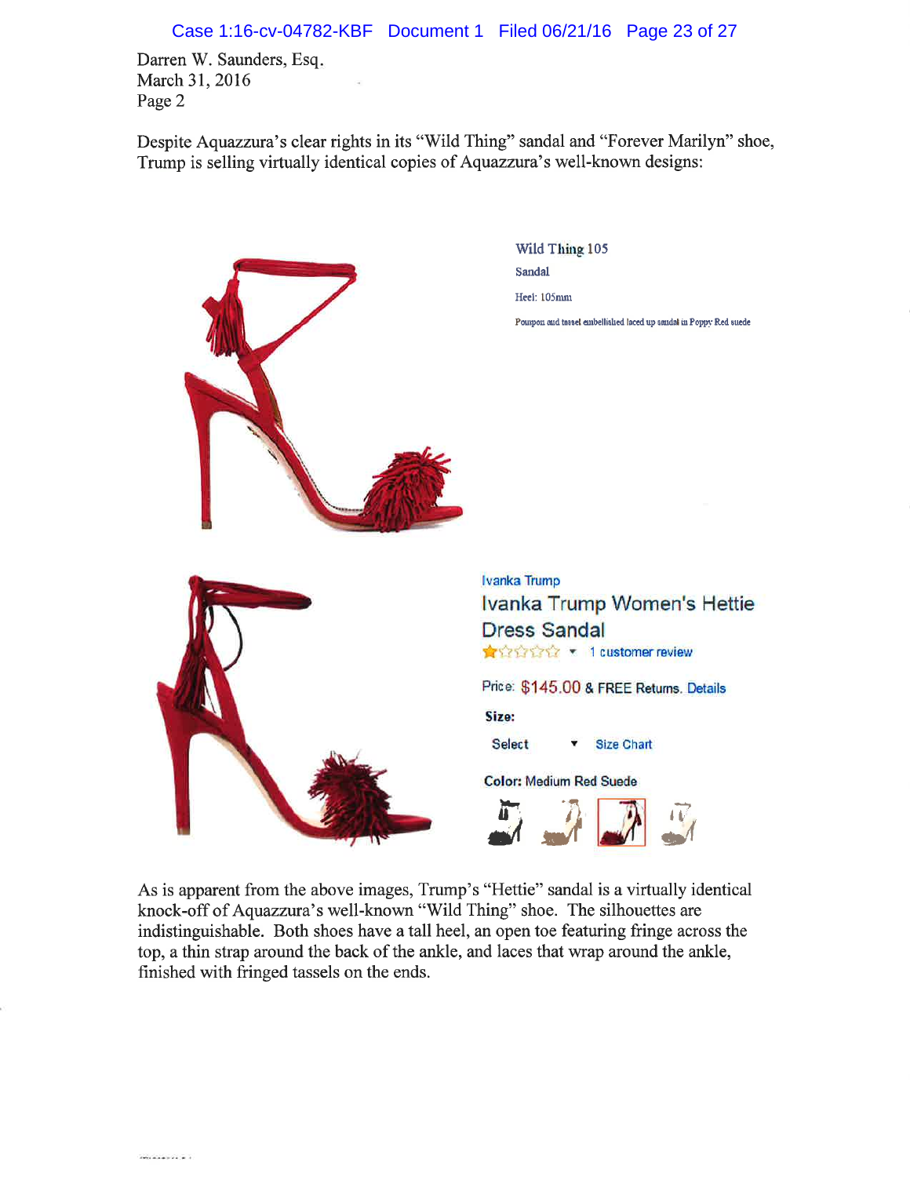Darren W. Saunders, Esq.
March 31, 2016
Page 2

Despite Aquazzura's clear rights in its "Wild Thing" sandal and "Forever Marilyn" shoe, Trump is selling virtually identical copies of Aquazzura's well-known designs:

Wild Thing 105
Sandal
Heel: 105mm
Pompon and tassel embellished laced up sandal in Poppy Red suede

Ivanka Trump
Ivanka Trump Women's Hettie Dress Sandal
1 customer review
Price: $145.00 & FREE Returns. Details
Size:
Select Size Chart
Color: Medium Red Suede

As is apparent from the above images, Trump's "Hettie" sandal is a virtually identical knock-off of Aquazzura's well-known "Wild Thing" shoe. The silhouettes are indistinguishable. Both shoes have a tall heel, an open toe featuring fringe across the top, a thin strap around the back of the ankle, and laces that wrap around the ankle, finished with fringed tassels on the ends.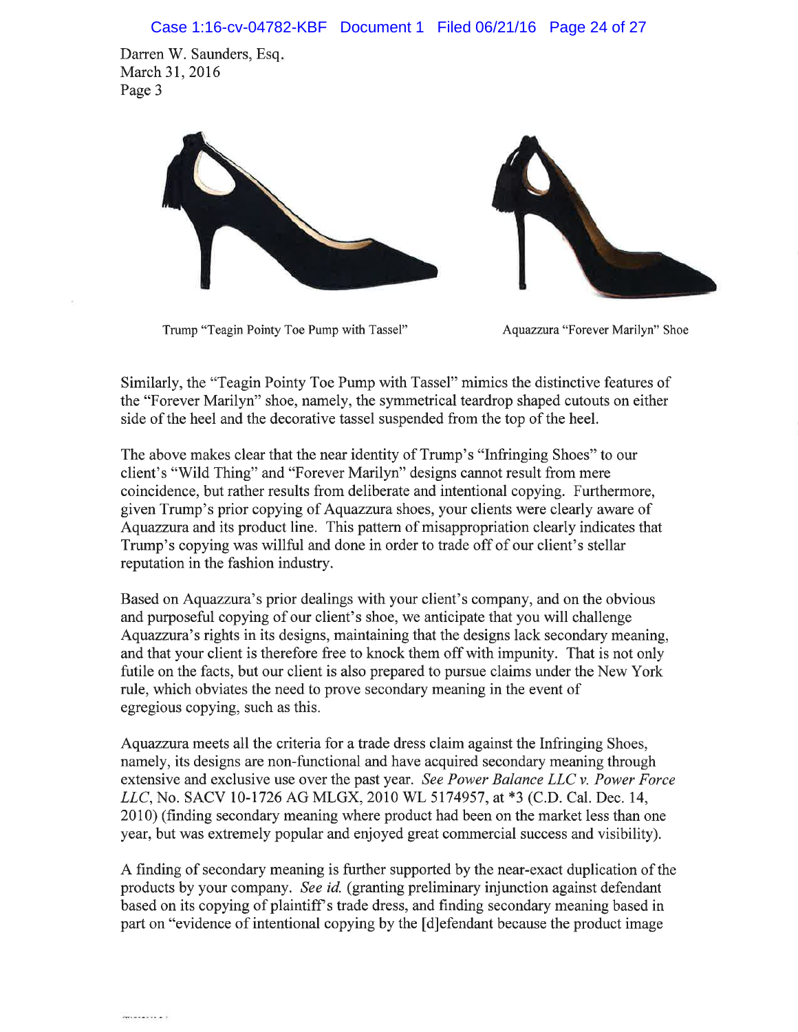Darren W. Saunders, Esq.
March 31, 2016
Page 3

Trump "Teagin Pointy Toe Pump with Tassel"

Aquazzura "Forever Marilyn" Shoe

Similarly, the "Teagin Pointy Toe Pump with Tassel" mimics the distinctive features of the "Forever Marilyn" shoe, namely, the symmetrical teardrop shaped cutouts on either side of the heel and the decorative tassel suspended from the top of the heel.

The above makes clear that the near identity of Trump's "Infringing Shoes" to our client's "Wild Thing" and "Forever Marilyn" designs cannot result from mere coincidence, but rather results from deliberate and intentional copying. Furthermore, given Trump's prior copying of Aquazzura shoes, your clients were clearly aware of Aquazzura and its product line. This pattern of misappropriation clearly indicates that Trump's copying was willful and done in order to trade off of our client's stellar reputation in the fashion industry.

Based on Aquazzura's prior dealings with your client's company, and on the obvious and purposeful copying of our client's shoe, we anticipate that you will challenge Aquazzura's rights in its designs, maintaining that the designs lack secondary meaning, and that your client is therefore free to knock them off with impunity. That is not only futile on the facts, but our client is also prepared to pursue claims under the New York rule, which obviates the need to prove secondary meaning in the event of egregious copying, such as this.

Aquazzura meets all the criteria for a trade dress claim against the Infringing Shoes, namely, its designs are non-functional and have acquired secondary meaning through extensive and exclusive use over the past year. *See Power Balance LLC v. Power Force LLC*, No. SACV 10-1726 AG MLGX, 2010 WL 5174957, at *3 (C.D. Cal. Dec. 14, 2010) (finding secondary meaning where product had been on the market less than one year, but was extremely popular and enjoyed great commercial success and visibility).

A finding of secondary meaning is further supported by the near-exact duplication of the products by your company. *See id.* (granting preliminary injunction against defendant based on its copying of plaintiff's trade dress, and finding secondary meaning based in part on "evidence of intentional copying by the [d]efendant because the product image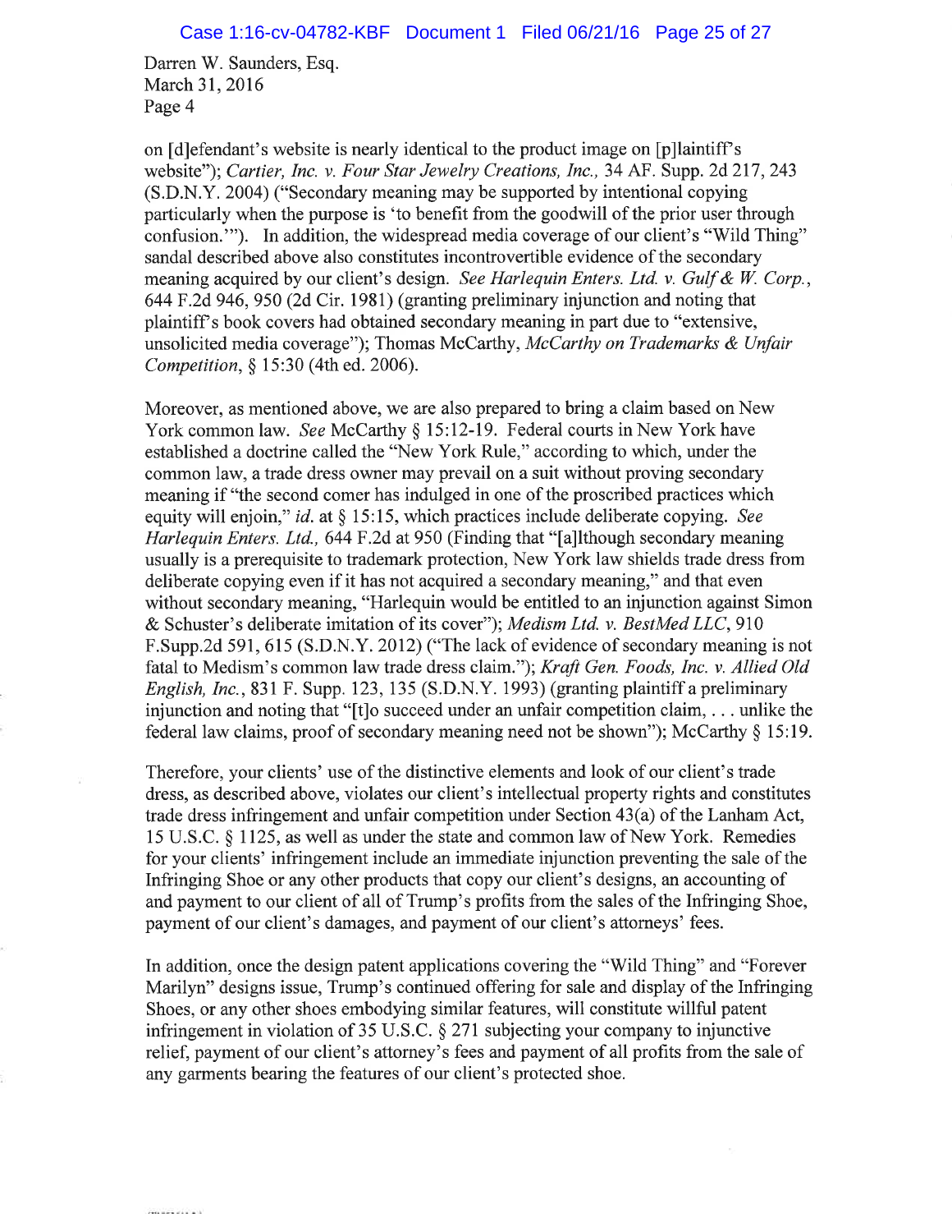Darren W. Saunders, Esq.
March 31, 2016
Page 4

on [d]efendant's website is nearly identical to the product image on [p]laintiff's website"); *Cartier, Inc. v. Four Star Jewelry Creations, Inc.*, 34 AF. Supp. 2d 217, 243 (S.D.N.Y. 2004) ("Secondary meaning may be supported by intentional copying particularly when the purpose is 'to benefit from the goodwill of the prior user through confusion.'"). In addition, the widespread media coverage of our client's "Wild Thing" sandal described above also constitutes incontrovertible evidence of the secondary meaning acquired by our client's design. *See Harlequin Enters. Ltd. v. Gulf & W. Corp.*, 644 F.2d 946, 950 (2d Cir. 1981) (granting preliminary injunction and noting that plaintiff's book covers had obtained secondary meaning in part due to "extensive, unsolicited media coverage"); Thomas McCarthy, *McCarthy on Trademarks & Unfair Competition*, § 15:30 (4th ed. 2006).

Moreover, as mentioned above, we are also prepared to bring a claim based on New York common law. *See* McCarthy § 15:12-19. Federal courts in New York have established a doctrine called the "New York Rule," according to which, under the common law, a trade dress owner may prevail on a suit without proving secondary meaning if "the second comer has indulged in one of the proscribed practices which equity will enjoin," *id.* at § 15:15, which practices include deliberate copying. *See Harlequin Enters. Ltd.*, 644 F.2d at 950 (Finding that "[a]lthough secondary meaning usually is a prerequisite to trademark protection, New York law shields trade dress from deliberate copying even if it has not acquired a secondary meaning," and that even without secondary meaning, "Harlequin would be entitled to an injunction against Simon & Schuster's deliberate imitation of its cover"); *Medism Ltd. v. BestMed LLC*, 910 F.Supp.2d 591, 615 (S.D.N.Y. 2012) ("The lack of evidence of secondary meaning is not fatal to Medism's common law trade dress claim."); *Kraft Gen. Foods, Inc. v. Allied Old English, Inc.*, 831 F. Supp. 123, 135 (S.D.N.Y. 1993) (granting plaintiff a preliminary injunction and noting that "[t]o succeed under an unfair competition claim, . . . unlike the federal law claims, proof of secondary meaning need not be shown"); McCarthy § 15:19.

Therefore, your clients' use of the distinctive elements and look of our client's trade dress, as described above, violates our client's intellectual property rights and constitutes trade dress infringement and unfair competition under Section 43(a) of the Lanham Act, 15 U.S.C. § 1125, as well as under the state and common law of New York. Remedies for your clients' infringement include an immediate injunction preventing the sale of the Infringing Shoe or any other products that copy our client's designs, an accounting of and payment to our client of all of Trump's profits from the sales of the Infringing Shoe, payment of our client's damages, and payment of our client's attorneys' fees.

In addition, once the design patent applications covering the "Wild Thing" and "Forever Marilyn" designs issue, Trump's continued offering for sale and display of the Infringing Shoes, or any other shoes embodying similar features, will constitute willful patent infringement in violation of 35 U.S.C. § 271 subjecting your company to injunctive relief, payment of our client's attorney's fees and payment of all profits from the sale of any garments bearing the features of our client's protected shoe.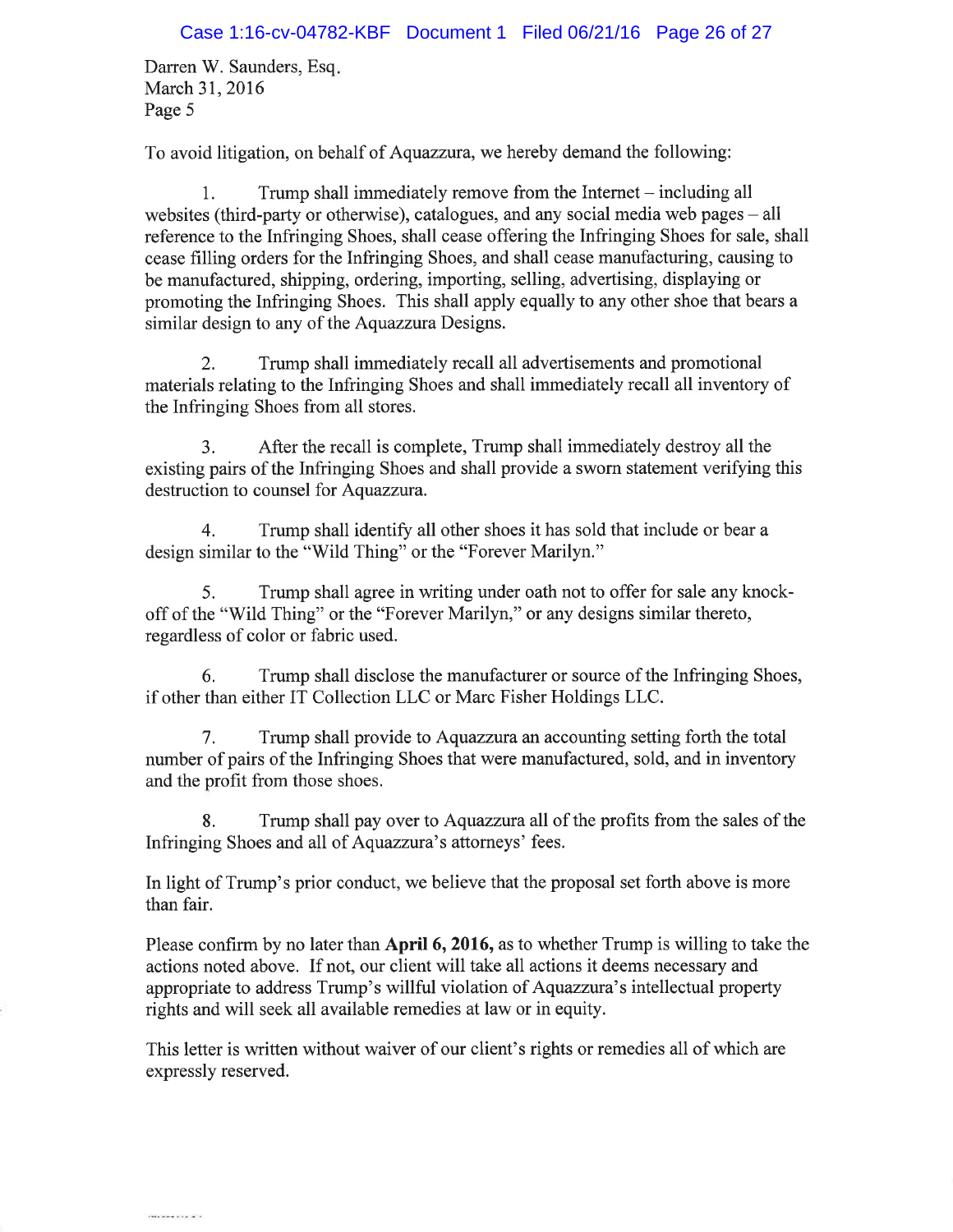Darren W. Saunders, Esq.
March 31, 2016
Page 5

To avoid litigation, on behalf of Aquazzura, we hereby demand the following:

1. Trump shall immediately remove from the Internet – including all websites (third-party or otherwise), catalogues, and any social media web pages – all reference to the Infringing Shoes, shall cease offering the Infringing Shoes for sale, shall cease filling orders for the Infringing Shoes, and shall cease manufacturing, causing to be manufactured, shipping, ordering, importing, selling, advertising, displaying or promoting the Infringing Shoes. This shall apply equally to any other shoe that bears a similar design to any of the Aquazzura Designs.

2. Trump shall immediately recall all advertisements and promotional materials relating to the Infringing Shoes and shall immediately recall all inventory of the Infringing Shoes from all stores.

3. After the recall is complete, Trump shall immediately destroy all the existing pairs of the Infringing Shoes and shall provide a sworn statement verifying this destruction to counsel for Aquazzura.

4. Trump shall identify all other shoes it has sold that include or bear a design similar to the "Wild Thing" or the "Forever Marilyn."

5. Trump shall agree in writing under oath not to offer for sale any knock-off of the "Wild Thing" or the "Forever Marilyn," or any designs similar thereto, regardless of color or fabric used.

6. Trump shall disclose the manufacturer or source of the Infringing Shoes, if other than either IT Collection LLC or Marc Fisher Holdings LLC.

7. Trump shall provide to Aquazzura an accounting setting forth the total number of pairs of the Infringing Shoes that were manufactured, sold, and in inventory and the profit from those shoes.

8. Trump shall pay over to Aquazzura all of the profits from the sales of the Infringing Shoes and all of Aquazzura's attorneys' fees.

In light of Trump's prior conduct, we believe that the proposal set forth above is more than fair.

Please confirm by no later than **April 6, 2016,** as to whether Trump is willing to take the actions noted above. If not, our client will take all actions it deems necessary and appropriate to address Trump's willful violation of Aquazzura's intellectual property rights and will seek all available remedies at law or in equity.

This letter is written without waiver of our client's rights or remedies all of which are expressly reserved.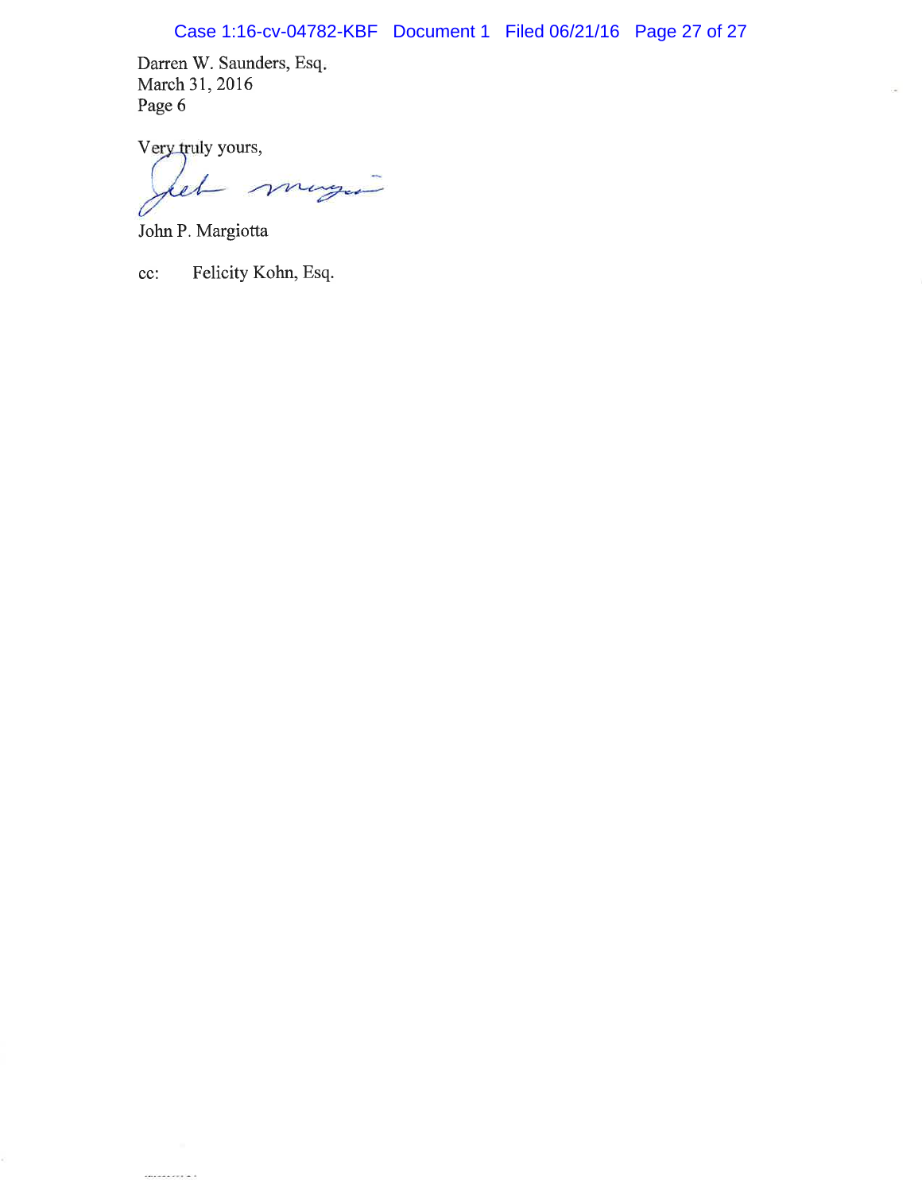Darren W. Saunders, Esq.
March 31, 2016
Page 6

Very truly yours,

John P. Margiotta

cc: Felicity Kohn, Esq.